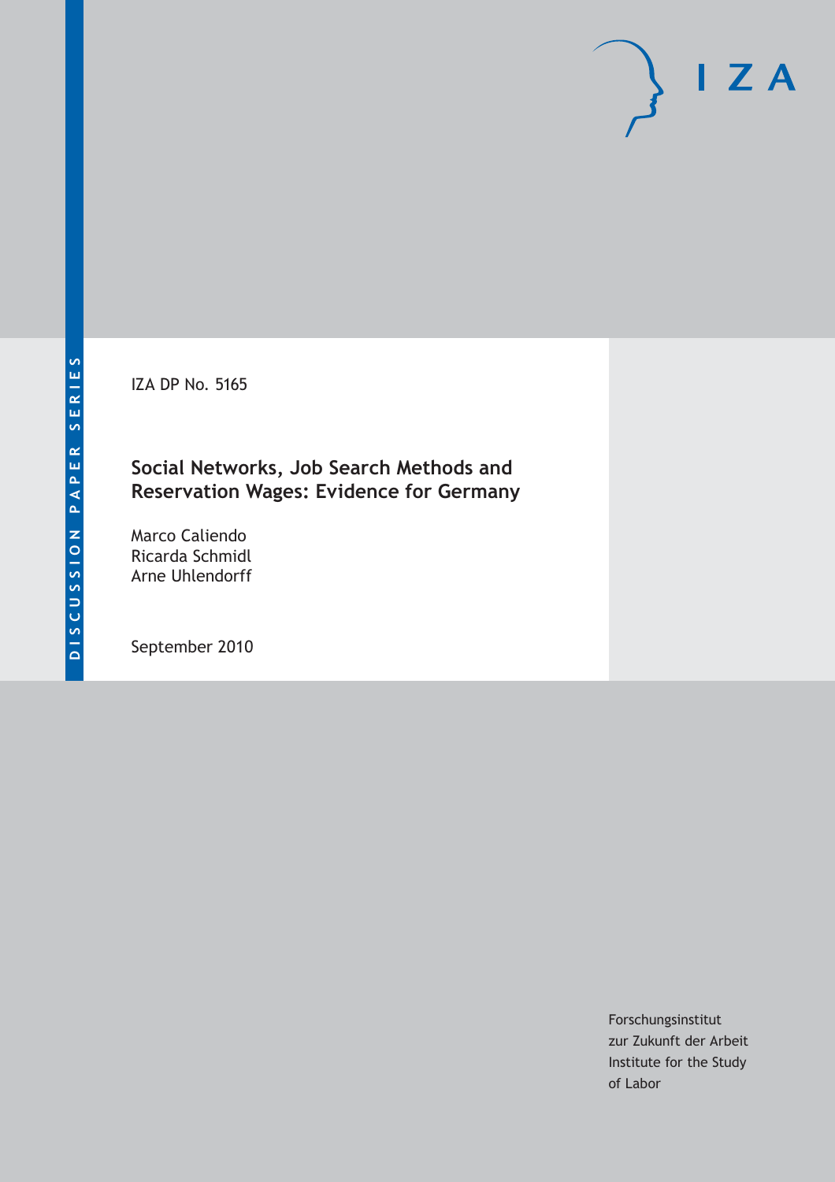IZA DP No. 5165

# Social Networks, Job Search Methods and Reservation Wages: Evidence for Germany

Marco Caliendo
Ricarda Schmidl
Arne Uhlendorff

September 2010

Forschungsinstitut
zur Zukunft der Arbeit
Institute for the Study
of Labor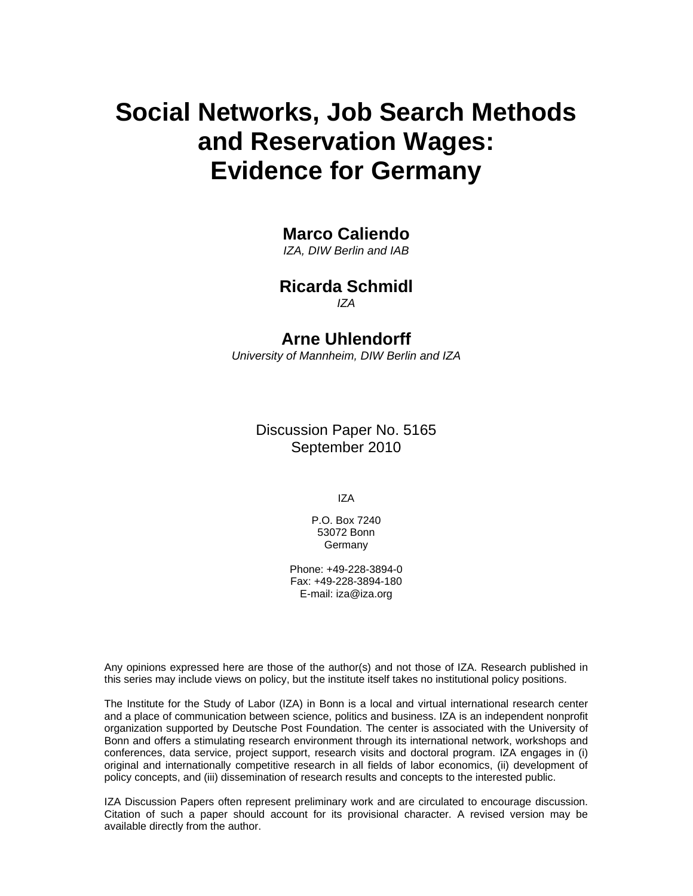# Social Networks, Job Search Methods and Reservation Wages: Evidence for Germany

**Marco Caliendo**
*IZA, DIW Berlin and IAB*

**Ricarda Schmidl**
*IZA*

**Arne Uhlendorff**
*University of Mannheim, DIW Berlin and IZA*

Discussion Paper No. 5165
September 2010

IZA

P.O. Box 7240
53072 Bonn
Germany

Phone: +49-228-3894-0
Fax: +49-228-3894-180
E-mail: iza@iza.org

Any opinions expressed here are those of the author(s) and not those of IZA. Research published in this series may include views on policy, but the institute itself takes no institutional policy positions.

The Institute for the Study of Labor (IZA) in Bonn is a local and virtual international research center and a place of communication between science, politics and business. IZA is an independent nonprofit organization supported by Deutsche Post Foundation. The center is associated with the University of Bonn and offers a stimulating research environment through its international network, workshops and conferences, data service, project support, research visits and doctoral program. IZA engages in (i) original and internationally competitive research in all fields of labor economics, (ii) development of policy concepts, and (iii) dissemination of research results and concepts to the interested public.

IZA Discussion Papers often represent preliminary work and are circulated to encourage discussion. Citation of such a paper should account for its provisional character. A revised version may be available directly from the author.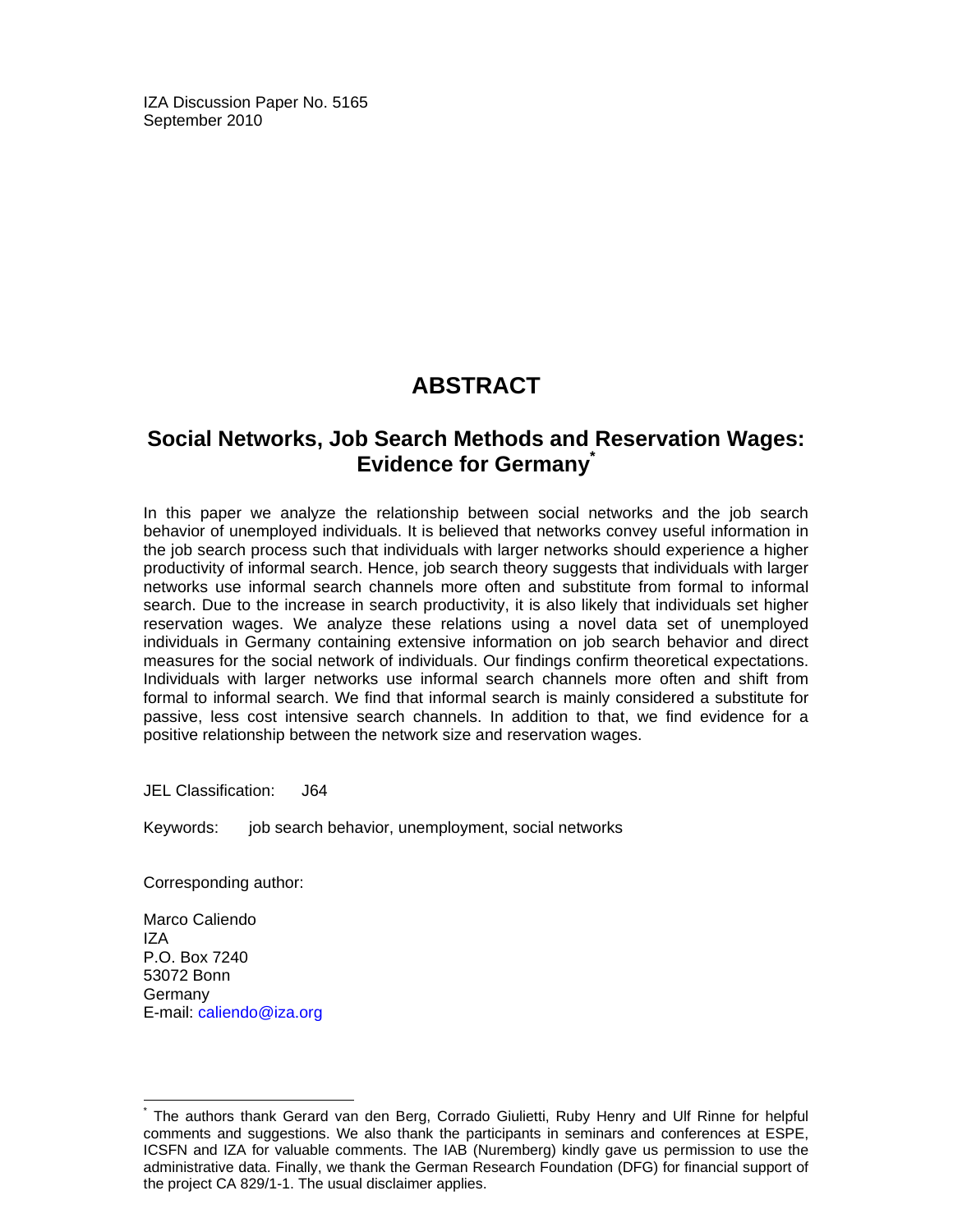IZA Discussion Paper No. 5165
September 2010

# ABSTRACT

## Social Networks, Job Search Methods and Reservation Wages: Evidence for Germany*

In this paper we analyze the relationship between social networks and the job search behavior of unemployed individuals. It is believed that networks convey useful information in the job search process such that individuals with larger networks should experience a higher productivity of informal search. Hence, job search theory suggests that individuals with larger networks use informal search channels more often and substitute from formal to informal search. Due to the increase in search productivity, it is also likely that individuals set higher reservation wages. We analyze these relations using a novel data set of unemployed individuals in Germany containing extensive information on job search behavior and direct measures for the social network of individuals. Our findings confirm theoretical expectations. Individuals with larger networks use informal search channels more often and shift from formal to informal search. We find that informal search is mainly considered a substitute for passive, less cost intensive search channels. In addition to that, we find evidence for a positive relationship between the network size and reservation wages.

JEL Classification: J64

Keywords: job search behavior, unemployment, social networks

Corresponding author:

Marco Caliendo
IZA
P.O. Box 7240
53072 Bonn
Germany
E-mail: caliendo@iza.org

---

* The authors thank Gerard van den Berg, Corrado Giulietti, Ruby Henry and Ulf Rinne for helpful comments and suggestions. We also thank the participants in seminars and conferences at ESPE, ICSFN and IZA for valuable comments. The IAB (Nuremberg) kindly gave us permission to use the administrative data. Finally, we thank the German Research Foundation (DFG) for financial support of the project CA 829/1-1. The usual disclaimer applies.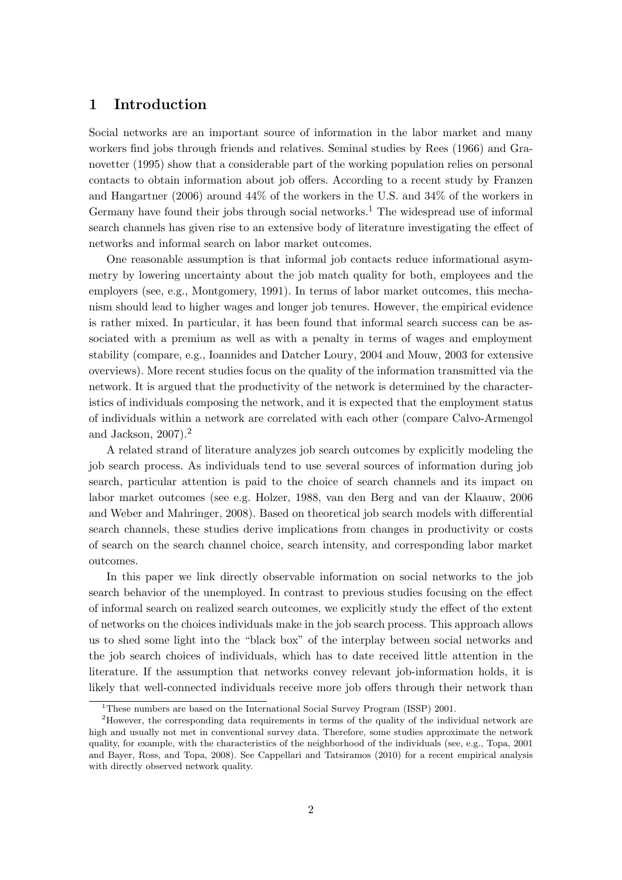# 1 Introduction

Social networks are an important source of information in the labor market and many workers find jobs through friends and relatives. Seminal studies by Rees (1966) and Granovetter (1995) show that a considerable part of the working population relies on personal contacts to obtain information about job offers. According to a recent study by Franzen and Hangartner (2006) around 44% of the workers in the U.S. and 34% of the workers in Germany have found their jobs through social networks.[1] The widespread use of informal search channels has given rise to an extensive body of literature investigating the effect of networks and informal search on labor market outcomes.

One reasonable assumption is that informal job contacts reduce informational asymmetry by lowering uncertainty about the job match quality for both, employees and the employers (see, e.g., Montgomery, 1991). In terms of labor market outcomes, this mechanism should lead to higher wages and longer job tenures. However, the empirical evidence is rather mixed. In particular, it has been found that informal search success can be associated with a premium as well as with a penalty in terms of wages and employment stability (compare, e.g., Ioannides and Datcher Loury, 2004 and Mouw, 2003 for extensive overviews). More recent studies focus on the quality of the information transmitted via the network. It is argued that the productivity of the network is determined by the characteristics of individuals composing the network, and it is expected that the employment status of individuals within a network are correlated with each other (compare Calvo-Armengol and Jackson, 2007).[2]

A related strand of literature analyzes job search outcomes by explicitly modeling the job search process. As individuals tend to use several sources of information during job search, particular attention is paid to the choice of search channels and its impact on labor market outcomes (see e.g. Holzer, 1988, van den Berg and van der Klaauw, 2006 and Weber and Mahringer, 2008). Based on theoretical job search models with differential search channels, these studies derive implications from changes in productivity or costs of search on the search channel choice, search intensity, and corresponding labor market outcomes.

In this paper we link directly observable information on social networks to the job search behavior of the unemployed. In contrast to previous studies focusing on the effect of informal search on realized search outcomes, we explicitly study the effect of the extent of networks on the choices individuals make in the job search process. This approach allows us to shed some light into the "black box" of the interplay between social networks and the job search choices of individuals, which has to date received little attention in the literature. If the assumption that networks convey relevant job-information holds, it is likely that well-connected individuals receive more job offers through their network than

[1] These numbers are based on the International Social Survey Program (ISSP) 2001.

[2] However, the corresponding data requirements in terms of the quality of the individual network are high and usually not met in conventional survey data. Therefore, some studies approximate the network quality, for example, with the characteristics of the neighborhood of the individuals (see, e.g., Topa, 2001 and Bayer, Ross, and Topa, 2008). See Cappellari and Tatsiramos (2010) for a recent empirical analysis with directly observed network quality.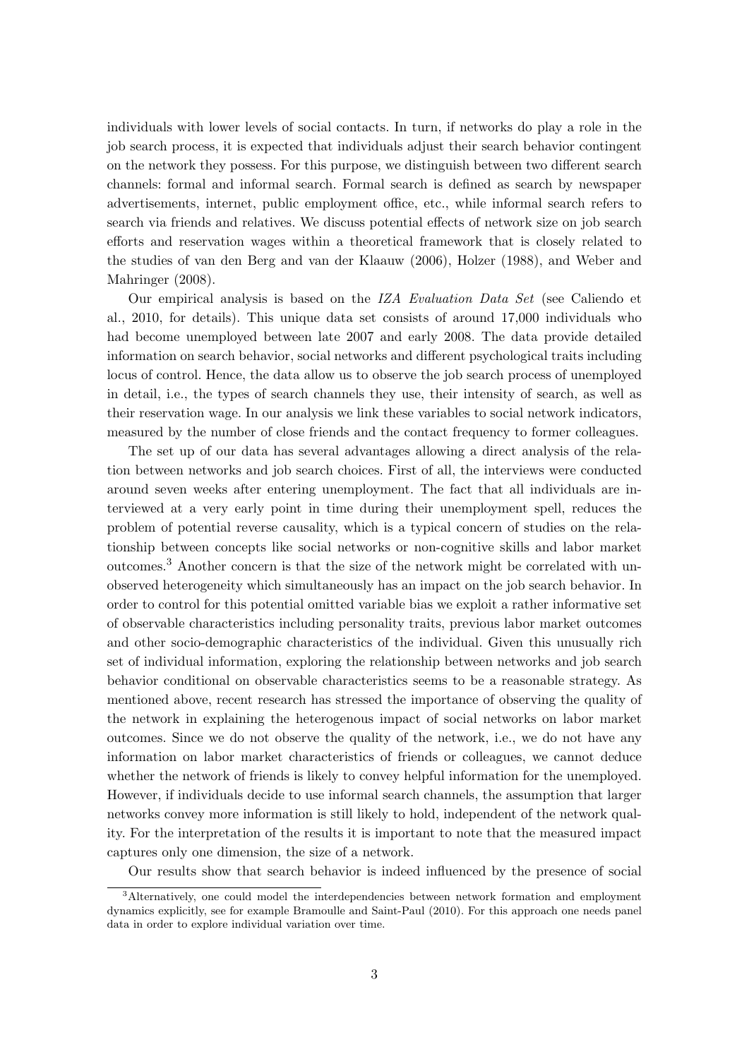individuals with lower levels of social contacts. In turn, if networks do play a role in the job search process, it is expected that individuals adjust their search behavior contingent on the network they possess. For this purpose, we distinguish between two different search channels: formal and informal search. Formal search is defined as search by newspaper advertisements, internet, public employment office, etc., while informal search refers to search via friends and relatives. We discuss potential effects of network size on job search efforts and reservation wages within a theoretical framework that is closely related to the studies of van den Berg and van der Klaauw (2006), Holzer (1988), and Weber and Mahringer (2008).

Our empirical analysis is based on the *IZA Evaluation Data Set* (see Caliendo et al., 2010, for details). This unique data set consists of around 17,000 individuals who had become unemployed between late 2007 and early 2008. The data provide detailed information on search behavior, social networks and different psychological traits including locus of control. Hence, the data allow us to observe the job search process of unemployed in detail, i.e., the types of search channels they use, their intensity of search, as well as their reservation wage. In our analysis we link these variables to social network indicators, measured by the number of close friends and the contact frequency to former colleagues.

The set up of our data has several advantages allowing a direct analysis of the relation between networks and job search choices. First of all, the interviews were conducted around seven weeks after entering unemployment. The fact that all individuals are interviewed at a very early point in time during their unemployment spell, reduces the problem of potential reverse causality, which is a typical concern of studies on the relationship between concepts like social networks or non-cognitive skills and labor market outcomes.[3] Another concern is that the size of the network might be correlated with unobserved heterogeneity which simultaneously has an impact on the job search behavior. In order to control for this potential omitted variable bias we exploit a rather informative set of observable characteristics including personality traits, previous labor market outcomes and other socio-demographic characteristics of the individual. Given this unusually rich set of individual information, exploring the relationship between networks and job search behavior conditional on observable characteristics seems to be a reasonable strategy. As mentioned above, recent research has stressed the importance of observing the quality of the network in explaining the heterogenous impact of social networks on labor market outcomes. Since we do not observe the quality of the network, i.e., we do not have any information on labor market characteristics of friends or colleagues, we cannot deduce whether the network of friends is likely to convey helpful information for the unemployed. However, if individuals decide to use informal search channels, the assumption that larger networks convey more information is still likely to hold, independent of the network quality. For the interpretation of the results it is important to note that the measured impact captures only one dimension, the size of a network.

Our results show that search behavior is indeed influenced by the presence of social

[3] Alternatively, one could model the interdependencies between network formation and employment dynamics explicitly, see for example Bramoulle and Saint-Paul (2010). For this approach one needs panel data in order to explore individual variation over time.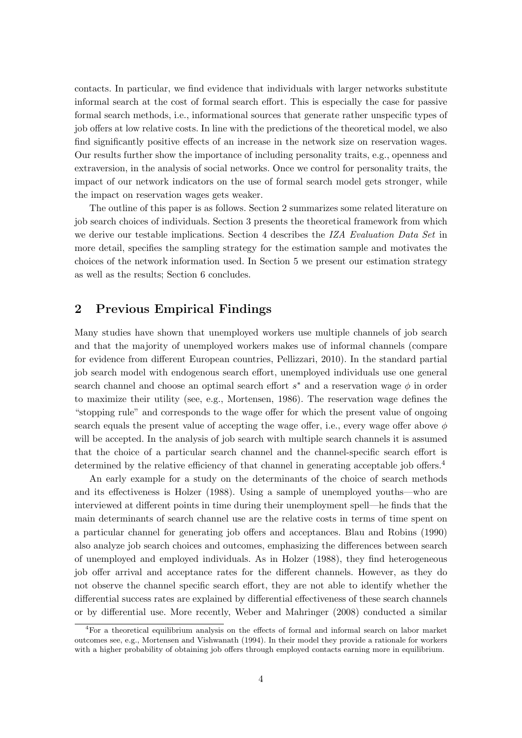contacts. In particular, we find evidence that individuals with larger networks substitute informal search at the cost of formal search effort. This is especially the case for passive formal search methods, i.e., informational sources that generate rather unspecific types of job offers at low relative costs. In line with the predictions of the theoretical model, we also find significantly positive effects of an increase in the network size on reservation wages. Our results further show the importance of including personality traits, e.g., openness and extraversion, in the analysis of social networks. Once we control for personality traits, the impact of our network indicators on the use of formal search model gets stronger, while the impact on reservation wages gets weaker.

The outline of this paper is as follows. Section 2 summarizes some related literature on job search choices of individuals. Section 3 presents the theoretical framework from which we derive our testable implications. Section 4 describes the *IZA Evaluation Data Set* in more detail, specifies the sampling strategy for the estimation sample and motivates the choices of the network information used. In Section 5 we present our estimation strategy as well as the results; Section 6 concludes.

## 2 Previous Empirical Findings

Many studies have shown that unemployed workers use multiple channels of job search and that the majority of unemployed workers makes use of informal channels (compare for evidence from different European countries, Pellizzari, 2010). In the standard partial job search model with endogenous search effort, unemployed individuals use one general search channel and choose an optimal search effort $s^*$ and a reservation wage $\phi$ in order to maximize their utility (see, e.g., Mortensen, 1986). The reservation wage defines the "stopping rule" and corresponds to the wage offer for which the present value of ongoing search equals the present value of accepting the wage offer, i.e., every wage offer above $\phi$ will be accepted. In the analysis of job search with multiple search channels it is assumed that the choice of a particular search channel and the channel-specific search effort is determined by the relative efficiency of that channel in generating acceptable job offers.[4]

An early example for a study on the determinants of the choice of search methods and its effectiveness is Holzer (1988). Using a sample of unemployed youths—who are interviewed at different points in time during their unemployment spell—he finds that the main determinants of search channel use are the relative costs in terms of time spent on a particular channel for generating job offers and acceptances. Blau and Robins (1990) also analyze job search choices and outcomes, emphasizing the differences between search of unemployed and employed individuals. As in Holzer (1988), they find heterogeneous job offer arrival and acceptance rates for the different channels. However, as they do not observe the channel specific search effort, they are not able to identify whether the differential success rates are explained by differential effectiveness of these search channels or by differential use. More recently, Weber and Mahringer (2008) conducted a similar

[4] For a theoretical equilibrium analysis on the effects of formal and informal search on labor market outcomes see, e.g., Mortensen and Vishwanath (1994). In their model they provide a rationale for workers with a higher probability of obtaining job offers through employed contacts earning more in equilibrium.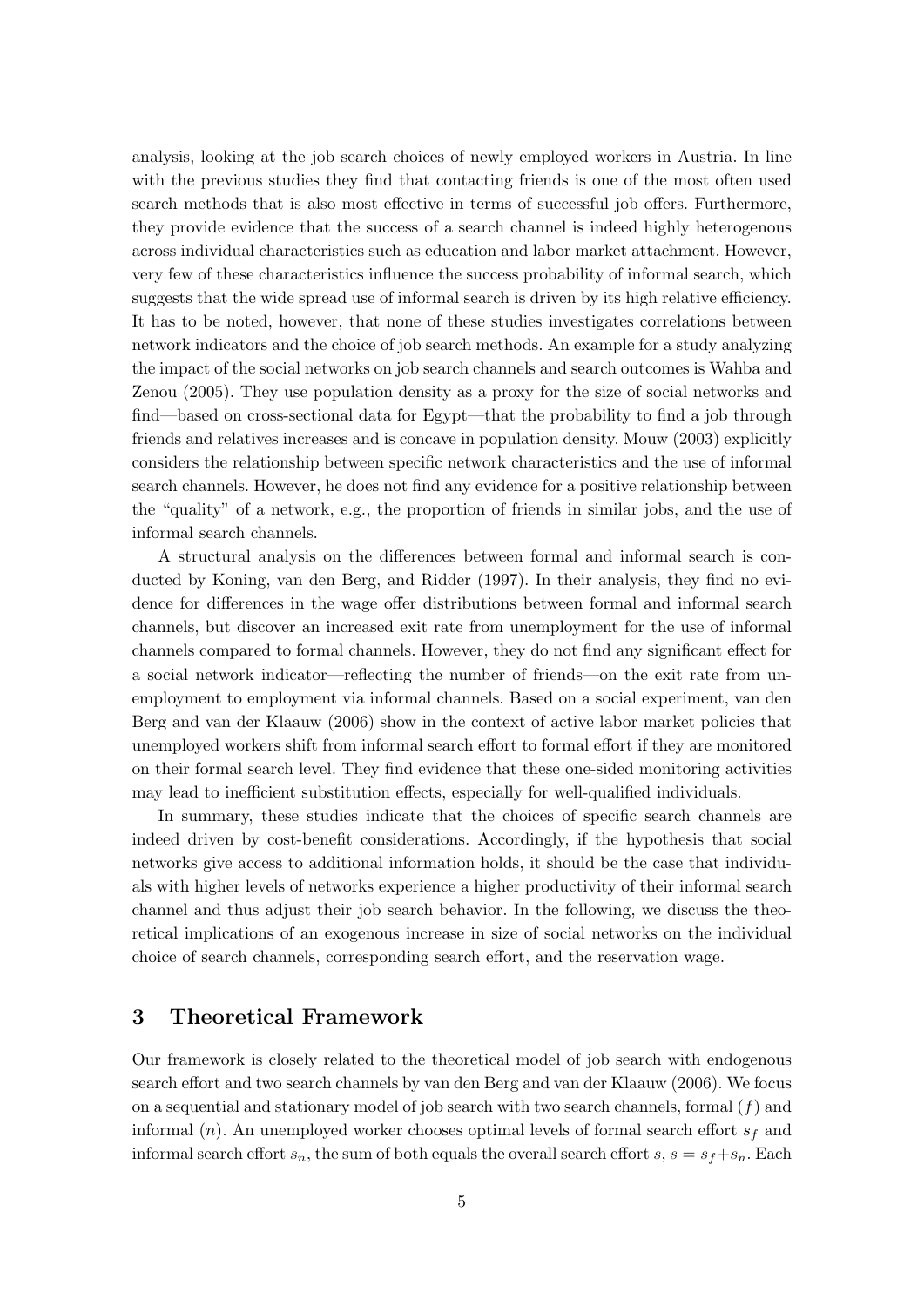analysis, looking at the job search choices of newly employed workers in Austria. In line with the previous studies they find that contacting friends is one of the most often used search methods that is also most effective in terms of successful job offers. Furthermore, they provide evidence that the success of a search channel is indeed highly heterogenous across individual characteristics such as education and labor market attachment. However, very few of these characteristics influence the success probability of informal search, which suggests that the wide spread use of informal search is driven by its high relative efficiency. It has to be noted, however, that none of these studies investigates correlations between network indicators and the choice of job search methods. An example for a study analyzing the impact of the social networks on job search channels and search outcomes is Wahba and Zenou (2005). They use population density as a proxy for the size of social networks and find—based on cross-sectional data for Egypt—that the probability to find a job through friends and relatives increases and is concave in population density. Mouw (2003) explicitly considers the relationship between specific network characteristics and the use of informal search channels. However, he does not find any evidence for a positive relationship between the "quality" of a network, e.g., the proportion of friends in similar jobs, and the use of informal search channels.

A structural analysis on the differences between formal and informal search is conducted by Koning, van den Berg, and Ridder (1997). In their analysis, they find no evidence for differences in the wage offer distributions between formal and informal search channels, but discover an increased exit rate from unemployment for the use of informal channels compared to formal channels. However, they do not find any significant effect for a social network indicator—reflecting the number of friends—on the exit rate from unemployment to employment via informal channels. Based on a social experiment, van den Berg and van der Klaauw (2006) show in the context of active labor market policies that unemployed workers shift from informal search effort to formal effort if they are monitored on their formal search level. They find evidence that these one-sided monitoring activities may lead to inefficient substitution effects, especially for well-qualified individuals.

In summary, these studies indicate that the choices of specific search channels are indeed driven by cost-benefit considerations. Accordingly, if the hypothesis that social networks give access to additional information holds, it should be the case that individuals with higher levels of networks experience a higher productivity of their informal search channel and thus adjust their job search behavior. In the following, we discuss the theoretical implications of an exogenous increase in size of social networks on the individual choice of search channels, corresponding search effort, and the reservation wage.

## 3 Theoretical Framework

Our framework is closely related to the theoretical model of job search with endogenous search effort and two search channels by van den Berg and van der Klaauw (2006). We focus on a sequential and stationary model of job search with two search channels, formal ($f$) and informal ($n$). An unemployed worker chooses optimal levels of formal search effort $s_f$ and informal search effort $s_n$, the sum of both equals the overall search effort $s$, $s = s_f + s_n$. Each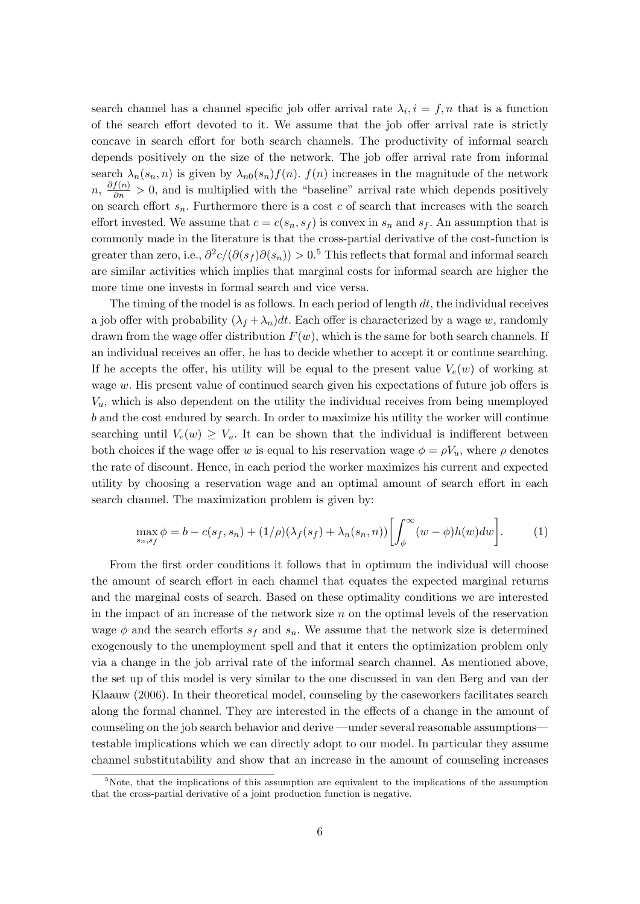search channel has a channel specific job offer arrival rate $\lambda_i, i = f, n$ that is a function of the search effort devoted to it. We assume that the job offer arrival rate is strictly concave in search effort for both search channels. The productivity of informal search depends positively on the size of the network. The job offer arrival rate from informal search $\lambda_n(s_n, n)$ is given by $\lambda_{n0}(s_n)f(n)$. $f(n)$ increases in the magnitude of the network $n$, $\frac{\partial f(n)}{\partial n} > 0$, and is multiplied with the "baseline" arrival rate which depends positively on search effort $s_n$. Furthermore there is a cost $c$ of search that increases with the search effort invested. We assume that $c = c(s_n, s_f)$ is convex in $s_n$ and $s_f$. An assumption that is commonly made in the literature is that the cross-partial derivative of the cost-function is greater than zero, i.e., $\partial^2 c/(\partial(s_f)\partial(s_n)) > 0$.[5] This reflects that formal and informal search are similar activities which implies that marginal costs for informal search are higher the more time one invests in formal search and vice versa.

The timing of the model is as follows. In each period of length $dt$, the individual receives a job offer with probability $(\lambda_f + \lambda_n)dt$. Each offer is characterized by a wage $w$, randomly drawn from the wage offer distribution $F(w)$, which is the same for both search channels. If an individual receives an offer, he has to decide whether to accept it or continue searching. If he accepts the offer, his utility will be equal to the present value $V_e(w)$ of working at wage $w$. His present value of continued search given his expectations of future job offers is $V_u$, which is also dependent on the utility the individual receives from being unemployed $b$ and the cost endured by search. In order to maximize his utility the worker will continue searching until $V_e(w) \geq V_u$. It can be shown that the individual is indifferent between both choices if the wage offer $w$ is equal to his reservation wage $\phi = \rho V_u$, where $\rho$ denotes the rate of discount. Hence, in each period the worker maximizes his current and expected utility by choosing a reservation wage and an optimal amount of search effort in each search channel. The maximization problem is given by:

$$\max_{s_n, s_f} \phi = b - c(s_f, s_n) + (1/\rho)(\lambda_f(s_f) + \lambda_n(s_n, n))\left[\int_\phi^\infty (w - \phi)h(w)dw\right]. \tag{1}$$

From the first order conditions it follows that in optimum the individual will choose the amount of search effort in each channel that equates the expected marginal returns and the marginal costs of search. Based on these optimality conditions we are interested in the impact of an increase of the network size $n$ on the optimal levels of the reservation wage $\phi$ and the search efforts $s_f$ and $s_n$. We assume that the network size is determined exogenously to the unemployment spell and that it enters the optimization problem only via a change in the job arrival rate of the informal search channel. As mentioned above, the set up of this model is very similar to the one discussed in van den Berg and van der Klaauw (2006). In their theoretical model, counseling by the caseworkers facilitates search along the formal channel. They are interested in the effects of a change in the amount of counseling on the job search behavior and derive —under several reasonable assumptions— testable implications which we can directly adopt to our model. In particular they assume channel substitutability and show that an increase in the amount of counseling increases

[5] Note, that the implications of this assumption are equivalent to the implications of the assumption that the cross-partial derivative of a joint production function is negative.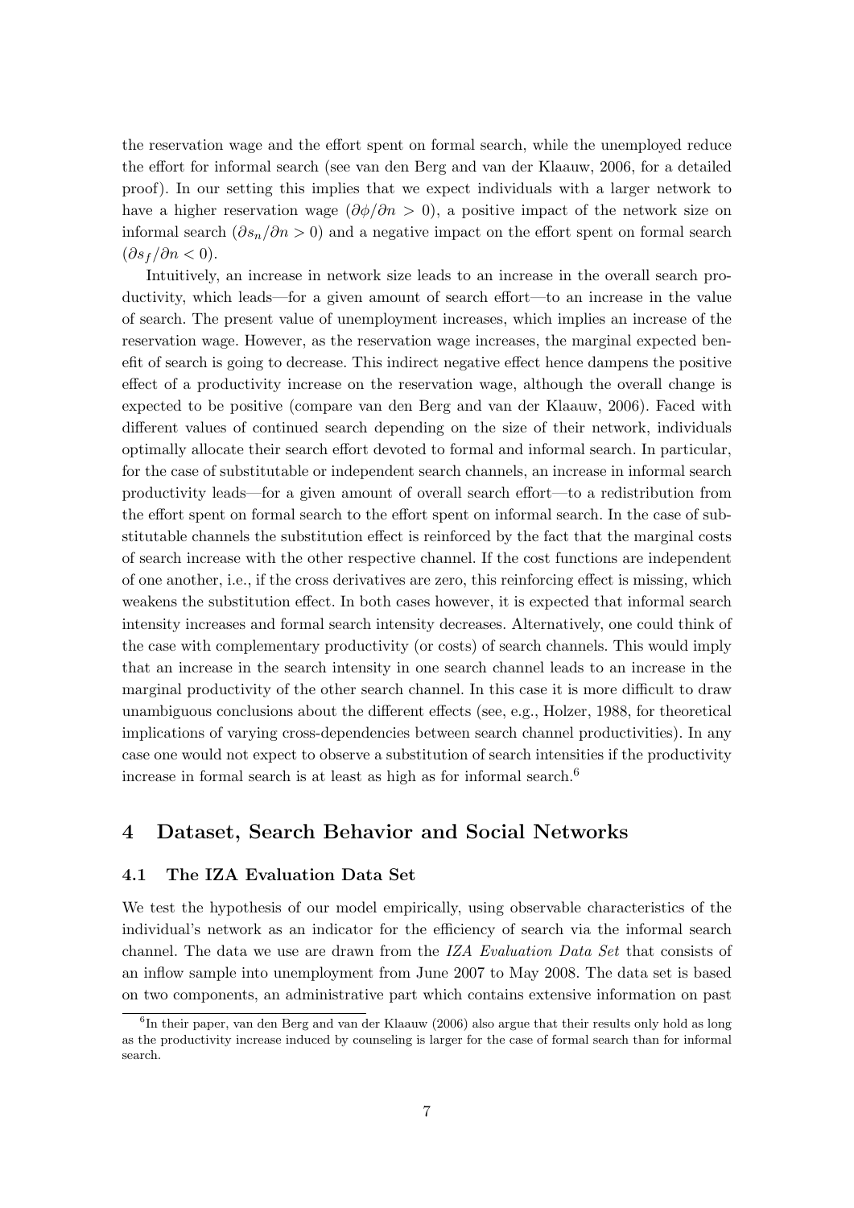the reservation wage and the effort spent on formal search, while the unemployed reduce the effort for informal search (see van den Berg and van der Klaauw, 2006, for a detailed proof). In our setting this implies that we expect individuals with a larger network to have a higher reservation wage ($\partial\phi/\partial n > 0$), a positive impact of the network size on informal search ($\partial s_n/\partial n > 0$) and a negative impact on the effort spent on formal search ($\partial s_f/\partial n < 0$).

Intuitively, an increase in network size leads to an increase in the overall search productivity, which leads—for a given amount of search effort—to an increase in the value of search. The present value of unemployment increases, which implies an increase of the reservation wage. However, as the reservation wage increases, the marginal expected benefit of search is going to decrease. This indirect negative effect hence dampens the positive effect of a productivity increase on the reservation wage, although the overall change is expected to be positive (compare van den Berg and van der Klaauw, 2006). Faced with different values of continued search depending on the size of their network, individuals optimally allocate their search effort devoted to formal and informal search. In particular, for the case of substitutable or independent search channels, an increase in informal search productivity leads—for a given amount of overall search effort—to a redistribution from the effort spent on formal search to the effort spent on informal search. In the case of substitutable channels the substitution effect is reinforced by the fact that the marginal costs of search increase with the other respective channel. If the cost functions are independent of one another, i.e., if the cross derivatives are zero, this reinforcing effect is missing, which weakens the substitution effect. In both cases however, it is expected that informal search intensity increases and formal search intensity decreases. Alternatively, one could think of the case with complementary productivity (or costs) of search channels. This would imply that an increase in the search intensity in one search channel leads to an increase in the marginal productivity of the other search channel. In this case it is more difficult to draw unambiguous conclusions about the different effects (see, e.g., Holzer, 1988, for theoretical implications of varying cross-dependencies between search channel productivities). In any case one would not expect to observe a substitution of search intensities if the productivity increase in formal search is at least as high as for informal search.[6]

## 4 Dataset, Search Behavior and Social Networks

### 4.1 The IZA Evaluation Data Set

We test the hypothesis of our model empirically, using observable characteristics of the individual's network as an indicator for the efficiency of search via the informal search channel. The data we use are drawn from the *IZA Evaluation Data Set* that consists of an inflow sample into unemployment from June 2007 to May 2008. The data set is based on two components, an administrative part which contains extensive information on past

[6] In their paper, van den Berg and van der Klaauw (2006) also argue that their results only hold as long as the productivity increase induced by counseling is larger for the case of formal search than for informal search.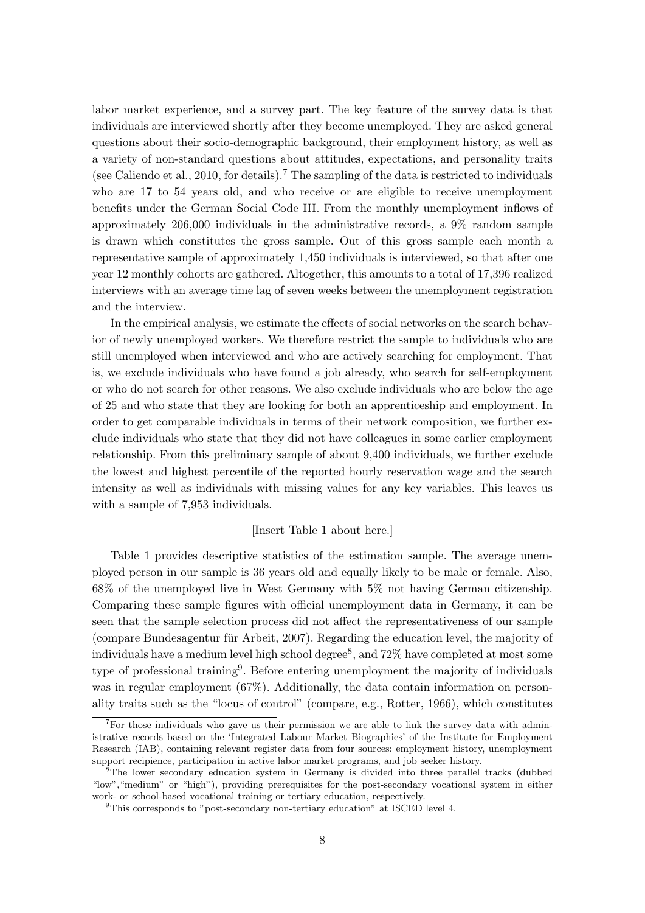labor market experience, and a survey part. The key feature of the survey data is that individuals are interviewed shortly after they become unemployed. They are asked general questions about their socio-demographic background, their employment history, as well as a variety of non-standard questions about attitudes, expectations, and personality traits (see Caliendo et al., 2010, for details).[7] The sampling of the data is restricted to individuals who are 17 to 54 years old, and who receive or are eligible to receive unemployment benefits under the German Social Code III. From the monthly unemployment inflows of approximately 206,000 individuals in the administrative records, a 9% random sample is drawn which constitutes the gross sample. Out of this gross sample each month a representative sample of approximately 1,450 individuals is interviewed, so that after one year 12 monthly cohorts are gathered. Altogether, this amounts to a total of 17,396 realized interviews with an average time lag of seven weeks between the unemployment registration and the interview.

In the empirical analysis, we estimate the effects of social networks on the search behavior of newly unemployed workers. We therefore restrict the sample to individuals who are still unemployed when interviewed and who are actively searching for employment. That is, we exclude individuals who have found a job already, who search for self-employment or who do not search for other reasons. We also exclude individuals who are below the age of 25 and who state that they are looking for both an apprenticeship and employment. In order to get comparable individuals in terms of their network composition, we further exclude individuals who state that they did not have colleagues in some earlier employment relationship. From this preliminary sample of about 9,400 individuals, we further exclude the lowest and highest percentile of the reported hourly reservation wage and the search intensity as well as individuals with missing values for any key variables. This leaves us with a sample of 7,953 individuals.

[Insert Table 1 about here.]

Table 1 provides descriptive statistics of the estimation sample. The average unemployed person in our sample is 36 years old and equally likely to be male or female. Also, 68% of the unemployed live in West Germany with 5% not having German citizenship. Comparing these sample figures with official unemployment data in Germany, it can be seen that the sample selection process did not affect the representativeness of our sample (compare Bundesagentur für Arbeit, 2007). Regarding the education level, the majority of individuals have a medium level high school degree[8], and 72% have completed at most some type of professional training[9]. Before entering unemployment the majority of individuals was in regular employment (67%). Additionally, the data contain information on personality traits such as the "locus of control" (compare, e.g., Rotter, 1966), which constitutes

[7] For those individuals who gave us their permission we are able to link the survey data with administrative records based on the 'Integrated Labour Market Biographies' of the Institute for Employment Research (IAB), containing relevant register data from four sources: employment history, unemployment support recipience, participation in active labor market programs, and job seeker history.

[8] The lower secondary education system in Germany is divided into three parallel tracks (dubbed "low","medium" or "high"), providing prerequisites for the post-secondary vocational system in either work- or school-based vocational training or tertiary education, respectively.

[9] This corresponds to "post-secondary non-tertiary education" at ISCED level 4.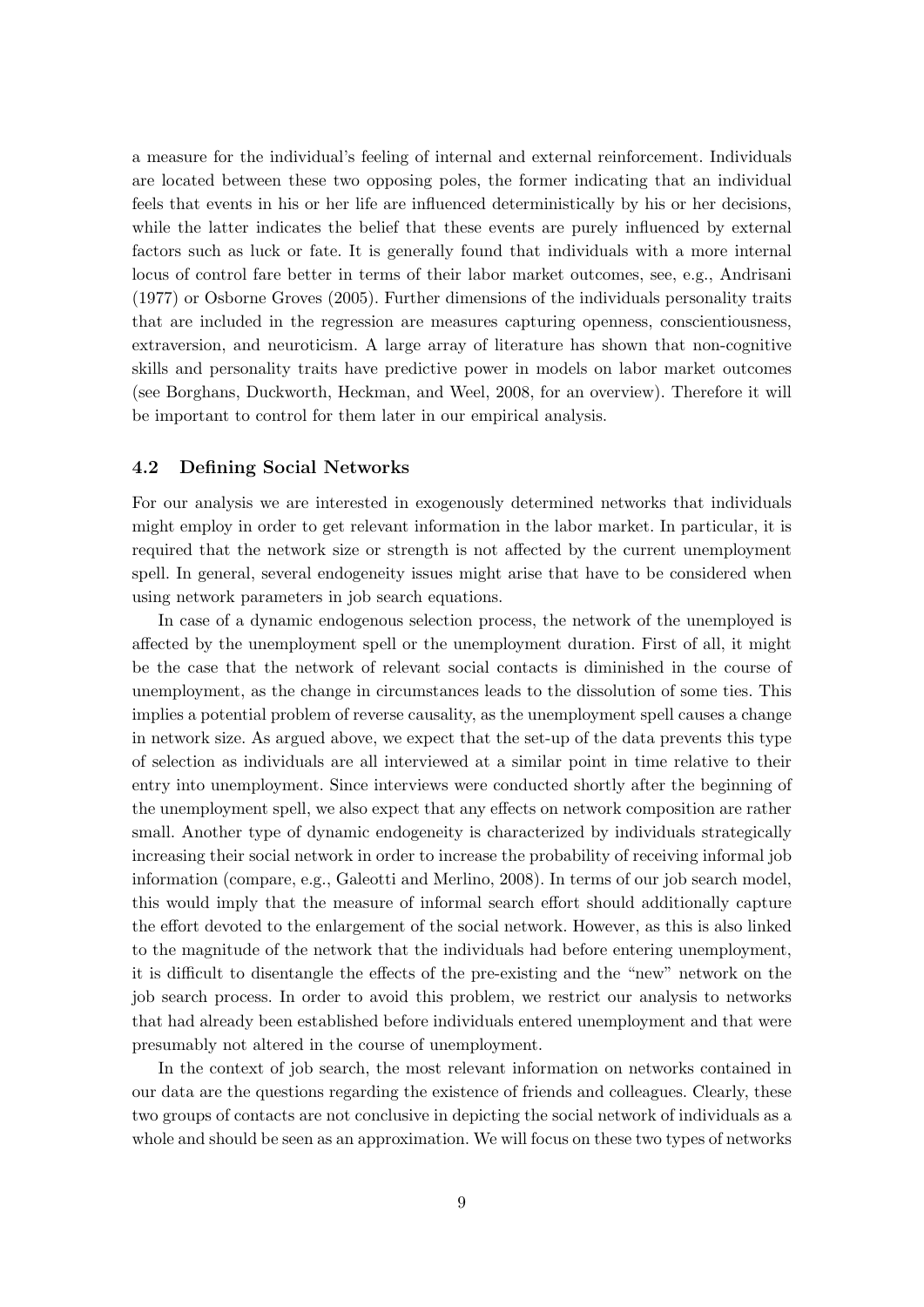a measure for the individual's feeling of internal and external reinforcement. Individuals are located between these two opposing poles, the former indicating that an individual feels that events in his or her life are influenced deterministically by his or her decisions, while the latter indicates the belief that these events are purely influenced by external factors such as luck or fate. It is generally found that individuals with a more internal locus of control fare better in terms of their labor market outcomes, see, e.g., Andrisani (1977) or Osborne Groves (2005). Further dimensions of the individuals personality traits that are included in the regression are measures capturing openness, conscientiousness, extraversion, and neuroticism. A large array of literature has shown that non-cognitive skills and personality traits have predictive power in models on labor market outcomes (see Borghans, Duckworth, Heckman, and Weel, 2008, for an overview). Therefore it will be important to control for them later in our empirical analysis.

### 4.2 Defining Social Networks

For our analysis we are interested in exogenously determined networks that individuals might employ in order to get relevant information in the labor market. In particular, it is required that the network size or strength is not affected by the current unemployment spell. In general, several endogeneity issues might arise that have to be considered when using network parameters in job search equations.

In case of a dynamic endogenous selection process, the network of the unemployed is affected by the unemployment spell or the unemployment duration. First of all, it might be the case that the network of relevant social contacts is diminished in the course of unemployment, as the change in circumstances leads to the dissolution of some ties. This implies a potential problem of reverse causality, as the unemployment spell causes a change in network size. As argued above, we expect that the set-up of the data prevents this type of selection as individuals are all interviewed at a similar point in time relative to their entry into unemployment. Since interviews were conducted shortly after the beginning of the unemployment spell, we also expect that any effects on network composition are rather small. Another type of dynamic endogeneity is characterized by individuals strategically increasing their social network in order to increase the probability of receiving informal job information (compare, e.g., Galeotti and Merlino, 2008). In terms of our job search model, this would imply that the measure of informal search effort should additionally capture the effort devoted to the enlargement of the social network. However, as this is also linked to the magnitude of the network that the individuals had before entering unemployment, it is difficult to disentangle the effects of the pre-existing and the "new" network on the job search process. In order to avoid this problem, we restrict our analysis to networks that had already been established before individuals entered unemployment and that were presumably not altered in the course of unemployment.

In the context of job search, the most relevant information on networks contained in our data are the questions regarding the existence of friends and colleagues. Clearly, these two groups of contacts are not conclusive in depicting the social network of individuals as a whole and should be seen as an approximation. We will focus on these two types of networks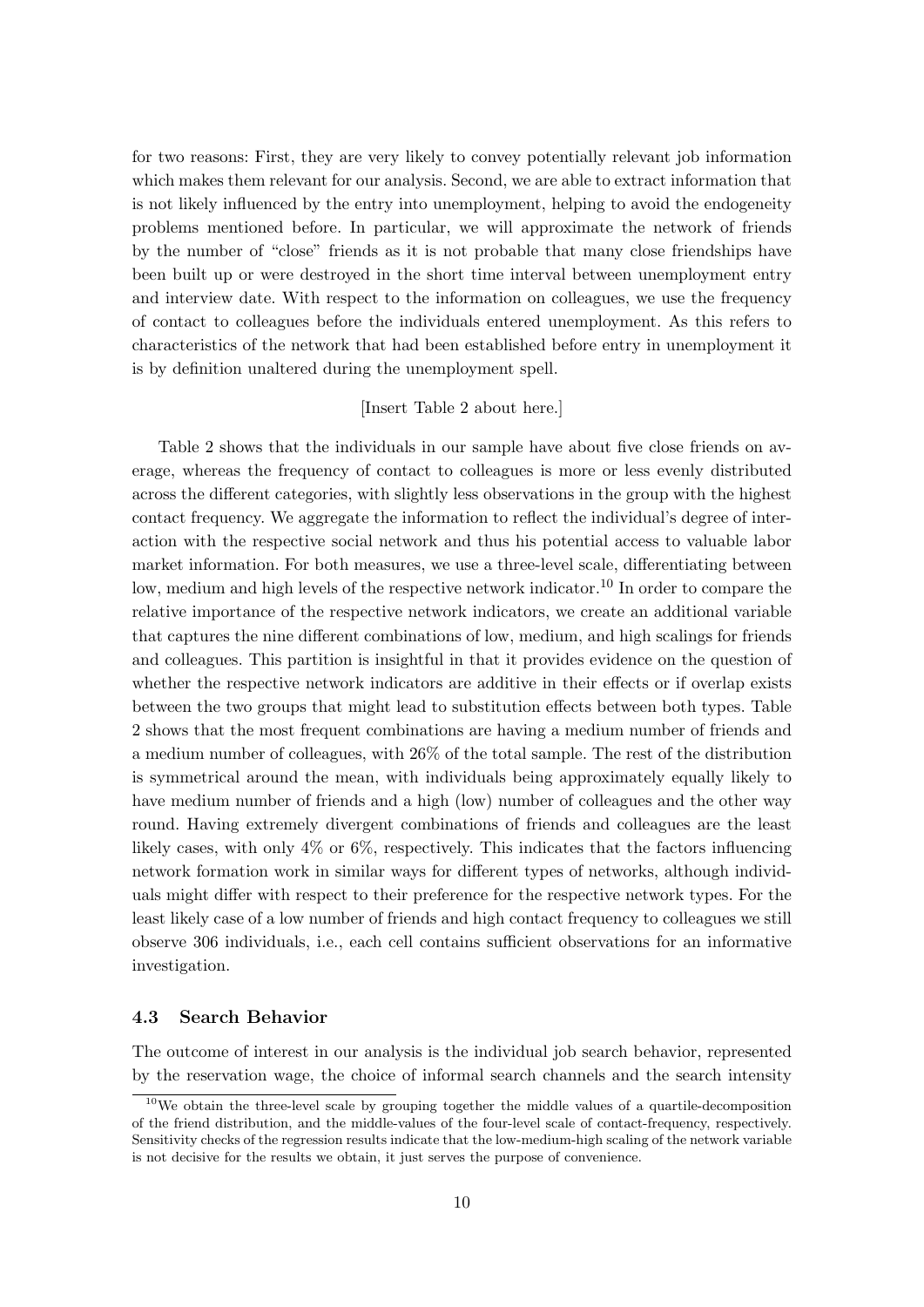for two reasons: First, they are very likely to convey potentially relevant job information which makes them relevant for our analysis. Second, we are able to extract information that is not likely influenced by the entry into unemployment, helping to avoid the endogeneity problems mentioned before. In particular, we will approximate the network of friends by the number of "close" friends as it is not probable that many close friendships have been built up or were destroyed in the short time interval between unemployment entry and interview date. With respect to the information on colleagues, we use the frequency of contact to colleagues before the individuals entered unemployment. As this refers to characteristics of the network that had been established before entry in unemployment it is by definition unaltered during the unemployment spell.

[Insert Table 2 about here.]

Table 2 shows that the individuals in our sample have about five close friends on average, whereas the frequency of contact to colleagues is more or less evenly distributed across the different categories, with slightly less observations in the group with the highest contact frequency. We aggregate the information to reflect the individual's degree of interaction with the respective social network and thus his potential access to valuable labor market information. For both measures, we use a three-level scale, differentiating between low, medium and high levels of the respective network indicator.[10] In order to compare the relative importance of the respective network indicators, we create an additional variable that captures the nine different combinations of low, medium, and high scalings for friends and colleagues. This partition is insightful in that it provides evidence on the question of whether the respective network indicators are additive in their effects or if overlap exists between the two groups that might lead to substitution effects between both types. Table 2 shows that the most frequent combinations are having a medium number of friends and a medium number of colleagues, with 26% of the total sample. The rest of the distribution is symmetrical around the mean, with individuals being approximately equally likely to have medium number of friends and a high (low) number of colleagues and the other way round. Having extremely divergent combinations of friends and colleagues are the least likely cases, with only 4% or 6%, respectively. This indicates that the factors influencing network formation work in similar ways for different types of networks, although individuals might differ with respect to their preference for the respective network types. For the least likely case of a low number of friends and high contact frequency to colleagues we still observe 306 individuals, i.e., each cell contains sufficient observations for an informative investigation.

### 4.3 Search Behavior

The outcome of interest in our analysis is the individual job search behavior, represented by the reservation wage, the choice of informal search channels and the search intensity

[10] We obtain the three-level scale by grouping together the middle values of a quartile-decomposition of the friend distribution, and the middle-values of the four-level scale of contact-frequency, respectively. Sensitivity checks of the regression results indicate that the low-medium-high scaling of the network variable is not decisive for the results we obtain, it just serves the purpose of convenience.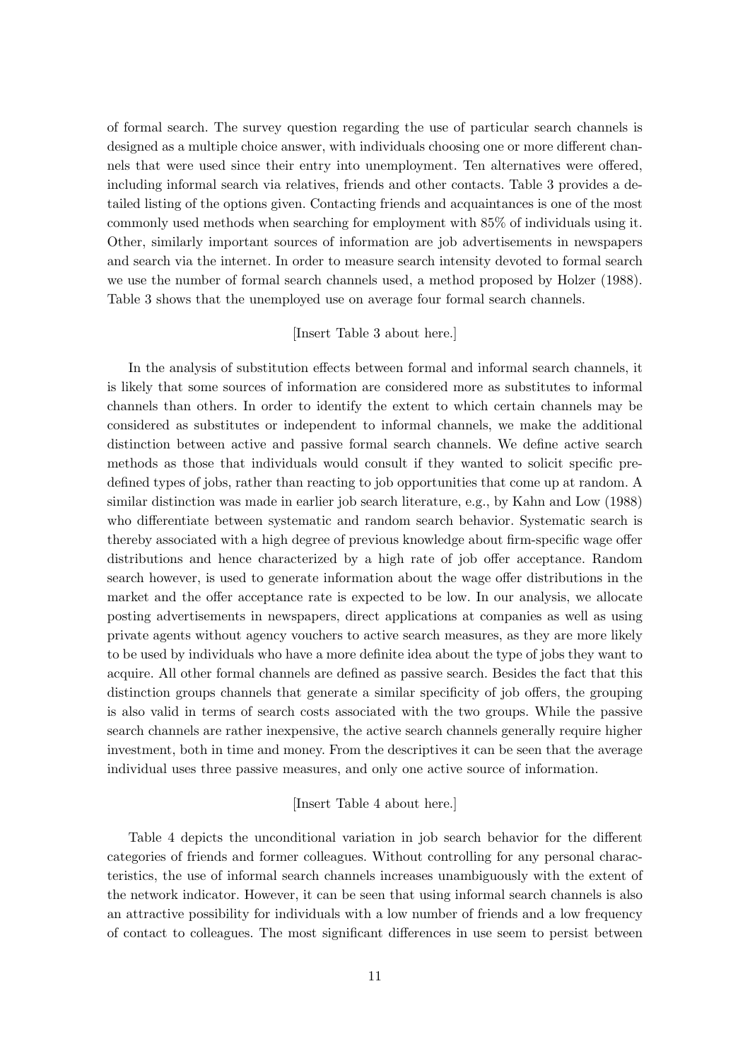of formal search. The survey question regarding the use of particular search channels is designed as a multiple choice answer, with individuals choosing one or more different channels that were used since their entry into unemployment. Ten alternatives were offered, including informal search via relatives, friends and other contacts. Table 3 provides a detailed listing of the options given. Contacting friends and acquaintances is one of the most commonly used methods when searching for employment with 85% of individuals using it. Other, similarly important sources of information are job advertisements in newspapers and search via the internet. In order to measure search intensity devoted to formal search we use the number of formal search channels used, a method proposed by Holzer (1988). Table 3 shows that the unemployed use on average four formal search channels.

[Insert Table 3 about here.]

In the analysis of substitution effects between formal and informal search channels, it is likely that some sources of information are considered more as substitutes to informal channels than others. In order to identify the extent to which certain channels may be considered as substitutes or independent to informal channels, we make the additional distinction between active and passive formal search channels. We define active search methods as those that individuals would consult if they wanted to solicit specific predefined types of jobs, rather than reacting to job opportunities that come up at random. A similar distinction was made in earlier job search literature, e.g., by Kahn and Low (1988) who differentiate between systematic and random search behavior. Systematic search is thereby associated with a high degree of previous knowledge about firm-specific wage offer distributions and hence characterized by a high rate of job offer acceptance. Random search however, is used to generate information about the wage offer distributions in the market and the offer acceptance rate is expected to be low. In our analysis, we allocate posting advertisements in newspapers, direct applications at companies as well as using private agents without agency vouchers to active search measures, as they are more likely to be used by individuals who have a more definite idea about the type of jobs they want to acquire. All other formal channels are defined as passive search. Besides the fact that this distinction groups channels that generate a similar specificity of job offers, the grouping is also valid in terms of search costs associated with the two groups. While the passive search channels are rather inexpensive, the active search channels generally require higher investment, both in time and money. From the descriptives it can be seen that the average individual uses three passive measures, and only one active source of information.

[Insert Table 4 about here.]

Table 4 depicts the unconditional variation in job search behavior for the different categories of friends and former colleagues. Without controlling for any personal characteristics, the use of informal search channels increases unambiguously with the extent of the network indicator. However, it can be seen that using informal search channels is also an attractive possibility for individuals with a low number of friends and a low frequency of contact to colleagues. The most significant differences in use seem to persist between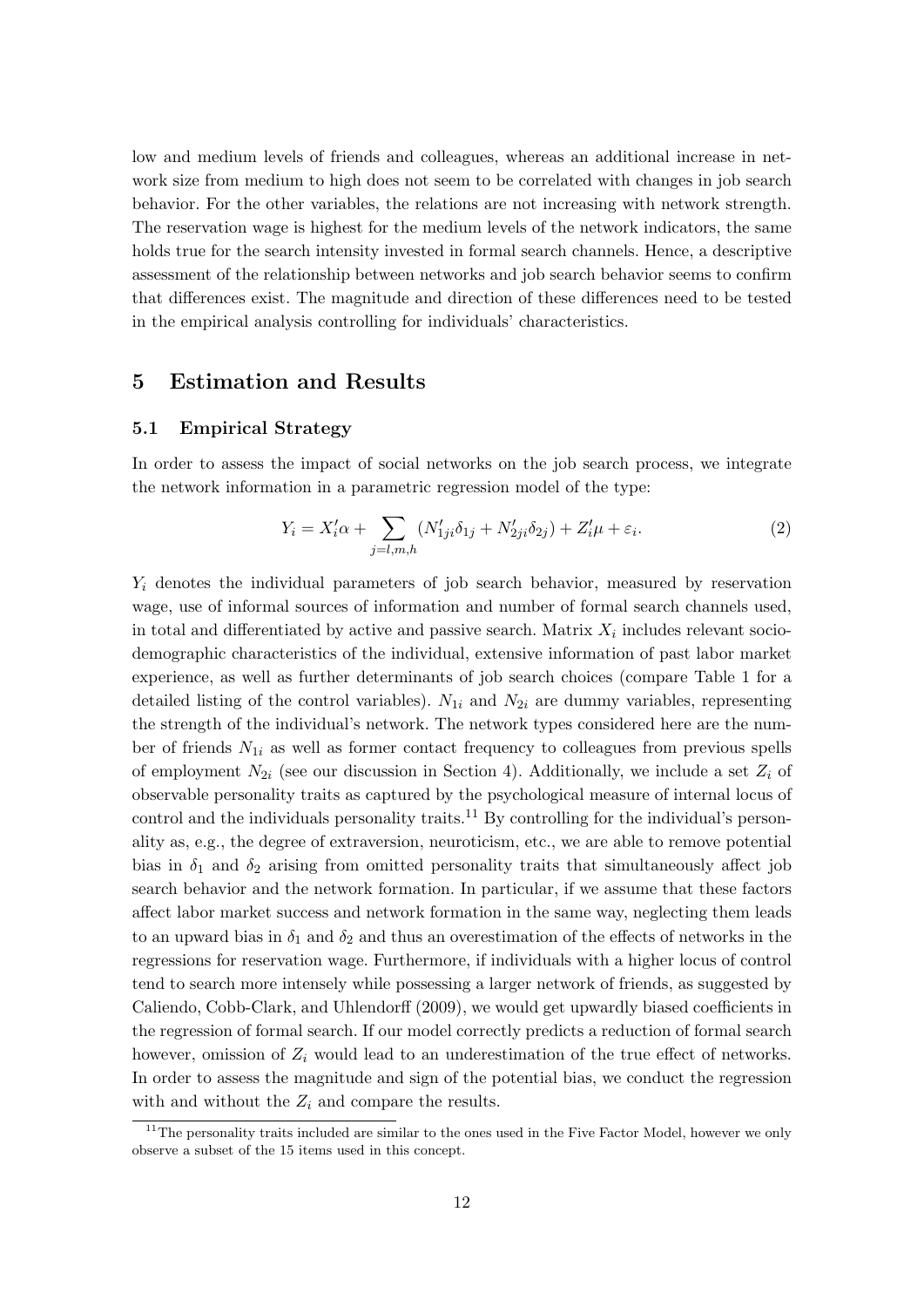low and medium levels of friends and colleagues, whereas an additional increase in network size from medium to high does not seem to be correlated with changes in job search behavior. For the other variables, the relations are not increasing with network strength. The reservation wage is highest for the medium levels of the network indicators, the same holds true for the search intensity invested in formal search channels. Hence, a descriptive assessment of the relationship between networks and job search behavior seems to confirm that differences exist. The magnitude and direction of these differences need to be tested in the empirical analysis controlling for individuals' characteristics.

# 5 Estimation and Results

## 5.1 Empirical Strategy

In order to assess the impact of social networks on the job search process, we integrate the network information in a parametric regression model of the type:

$$Y_i = X_i'\alpha + \sum_{j=l,m,h} (N_{1ji}'\delta_{1j} + N_{2ji}'\delta_{2j}) + Z_i'\mu + \varepsilon_i. \quad (2)$$

$Y_i$ denotes the individual parameters of job search behavior, measured by reservation wage, use of informal sources of information and number of formal search channels used, in total and differentiated by active and passive search. Matrix $X_i$ includes relevant socio-demographic characteristics of the individual, extensive information of past labor market experience, as well as further determinants of job search choices (compare Table 1 for a detailed listing of the control variables). $N_{1i}$ and $N_{2i}$ are dummy variables, representing the strength of the individual's network. The network types considered here are the number of friends $N_{1i}$ as well as former contact frequency to colleagues from previous spells of employment $N_{2i}$ (see our discussion in Section 4). Additionally, we include a set $Z_i$ of observable personality traits as captured by the psychological measure of internal locus of control and the individuals personality traits.[11] By controlling for the individual's personality as, e.g., the degree of extraversion, neuroticism, etc., we are able to remove potential bias in $\delta_1$ and $\delta_2$ arising from omitted personality traits that simultaneously affect job search behavior and the network formation. In particular, if we assume that these factors affect labor market success and network formation in the same way, neglecting them leads to an upward bias in $\delta_1$ and $\delta_2$ and thus an overestimation of the effects of networks in the regressions for reservation wage. Furthermore, if individuals with a higher locus of control tend to search more intensely while possessing a larger network of friends, as suggested by Caliendo, Cobb-Clark, and Uhlendorff (2009), we would get upwardly biased coefficients in the regression of formal search. If our model correctly predicts a reduction of formal search however, omission of $Z_i$ would lead to an underestimation of the true effect of networks. In order to assess the magnitude and sign of the potential bias, we conduct the regression with and without the $Z_i$ and compare the results.

[11] The personality traits included are similar to the ones used in the Five Factor Model, however we only observe a subset of the 15 items used in this concept.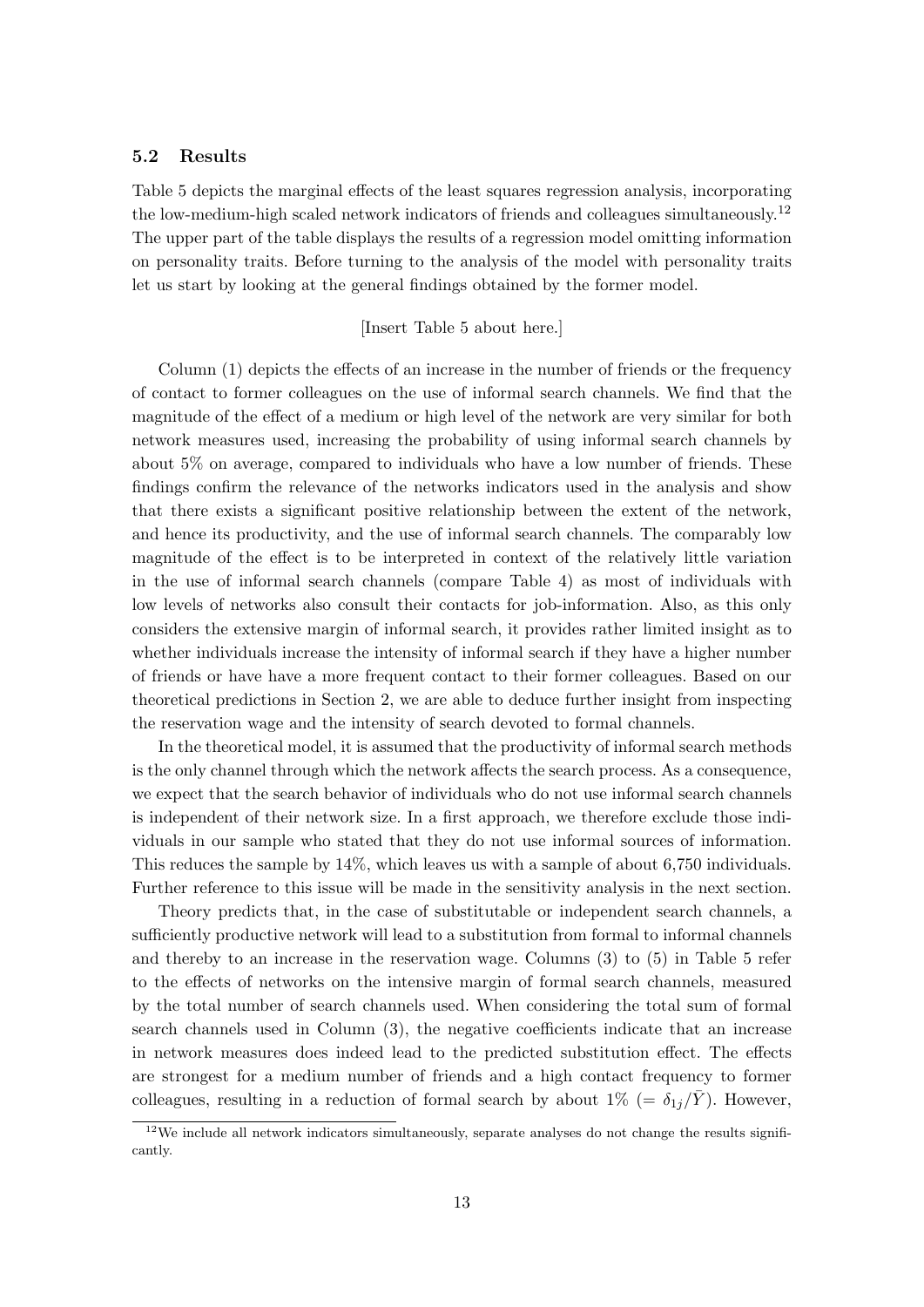### 5.2 Results

Table 5 depicts the marginal effects of the least squares regression analysis, incorporating the low-medium-high scaled network indicators of friends and colleagues simultaneously.[12] The upper part of the table displays the results of a regression model omitting information on personality traits. Before turning to the analysis of the model with personality traits let us start by looking at the general findings obtained by the former model.

[Insert Table 5 about here.]

Column (1) depicts the effects of an increase in the number of friends or the frequency of contact to former colleagues on the use of informal search channels. We find that the magnitude of the effect of a medium or high level of the network are very similar for both network measures used, increasing the probability of using informal search channels by about 5% on average, compared to individuals who have a low number of friends. These findings confirm the relevance of the networks indicators used in the analysis and show that there exists a significant positive relationship between the extent of the network, and hence its productivity, and the use of informal search channels. The comparably low magnitude of the effect is to be interpreted in context of the relatively little variation in the use of informal search channels (compare Table 4) as most of individuals with low levels of networks also consult their contacts for job-information. Also, as this only considers the extensive margin of informal search, it provides rather limited insight as to whether individuals increase the intensity of informal search if they have a higher number of friends or have have a more frequent contact to their former colleagues. Based on our theoretical predictions in Section 2, we are able to deduce further insight from inspecting the reservation wage and the intensity of search devoted to formal channels.

In the theoretical model, it is assumed that the productivity of informal search methods is the only channel through which the network affects the search process. As a consequence, we expect that the search behavior of individuals who do not use informal search channels is independent of their network size. In a first approach, we therefore exclude those individuals in our sample who stated that they do not use informal sources of information. This reduces the sample by 14%, which leaves us with a sample of about 6,750 individuals. Further reference to this issue will be made in the sensitivity analysis in the next section.

Theory predicts that, in the case of substitutable or independent search channels, a sufficiently productive network will lead to a substitution from formal to informal channels and thereby to an increase in the reservation wage. Columns (3) to (5) in Table 5 refer to the effects of networks on the intensive margin of formal search channels, measured by the total number of search channels used. When considering the total sum of formal search channels used in Column (3), the negative coefficients indicate that an increase in network measures does indeed lead to the predicted substitution effect. The effects are strongest for a medium number of friends and a high contact frequency to former colleagues, resulting in a reduction of formal search by about 1% ($= \delta_{1j}/\bar{Y}$). However,

[12] We include all network indicators simultaneously, separate analyses do not change the results significantly.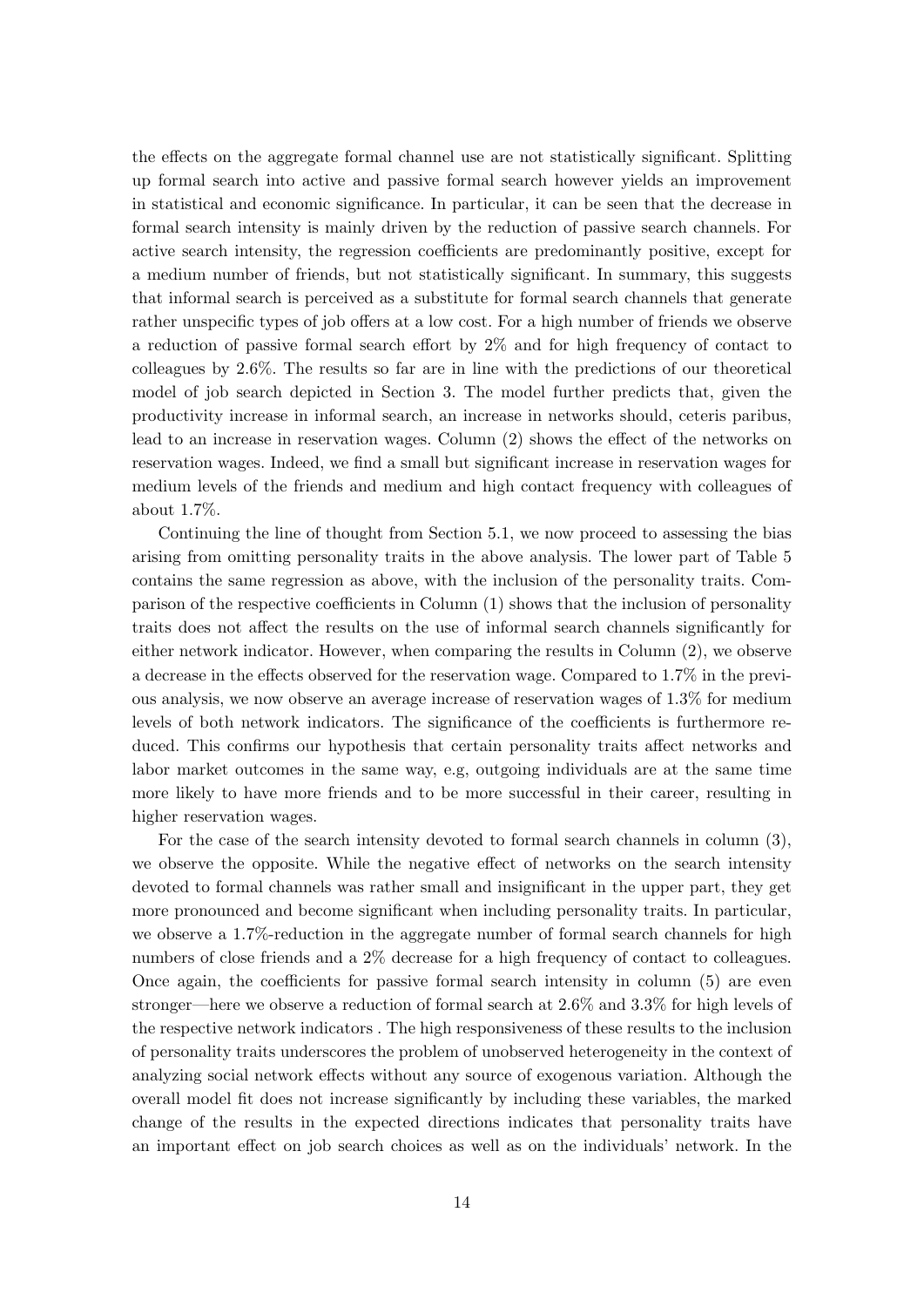the effects on the aggregate formal channel use are not statistically significant. Splitting up formal search into active and passive formal search however yields an improvement in statistical and economic significance. In particular, it can be seen that the decrease in formal search intensity is mainly driven by the reduction of passive search channels. For active search intensity, the regression coefficients are predominantly positive, except for a medium number of friends, but not statistically significant. In summary, this suggests that informal search is perceived as a substitute for formal search channels that generate rather unspecific types of job offers at a low cost. For a high number of friends we observe a reduction of passive formal search effort by 2% and for high frequency of contact to colleagues by 2.6%. The results so far are in line with the predictions of our theoretical model of job search depicted in Section 3. The model further predicts that, given the productivity increase in informal search, an increase in networks should, ceteris paribus, lead to an increase in reservation wages. Column (2) shows the effect of the networks on reservation wages. Indeed, we find a small but significant increase in reservation wages for medium levels of the friends and medium and high contact frequency with colleagues of about 1.7%.

Continuing the line of thought from Section 5.1, we now proceed to assessing the bias arising from omitting personality traits in the above analysis. The lower part of Table 5 contains the same regression as above, with the inclusion of the personality traits. Comparison of the respective coefficients in Column (1) shows that the inclusion of personality traits does not affect the results on the use of informal search channels significantly for either network indicator. However, when comparing the results in Column (2), we observe a decrease in the effects observed for the reservation wage. Compared to 1.7% in the previous analysis, we now observe an average increase of reservation wages of 1.3% for medium levels of both network indicators. The significance of the coefficients is furthermore reduced. This confirms our hypothesis that certain personality traits affect networks and labor market outcomes in the same way, e.g, outgoing individuals are at the same time more likely to have more friends and to be more successful in their career, resulting in higher reservation wages.

For the case of the search intensity devoted to formal search channels in column (3), we observe the opposite. While the negative effect of networks on the search intensity devoted to formal channels was rather small and insignificant in the upper part, they get more pronounced and become significant when including personality traits. In particular, we observe a 1.7%-reduction in the aggregate number of formal search channels for high numbers of close friends and a 2% decrease for a high frequency of contact to colleagues. Once again, the coefficients for passive formal search intensity in column (5) are even stronger—here we observe a reduction of formal search at 2.6% and 3.3% for high levels of the respective network indicators . The high responsiveness of these results to the inclusion of personality traits underscores the problem of unobserved heterogeneity in the context of analyzing social network effects without any source of exogenous variation. Although the overall model fit does not increase significantly by including these variables, the marked change of the results in the expected directions indicates that personality traits have an important effect on job search choices as well as on the individuals' network. In the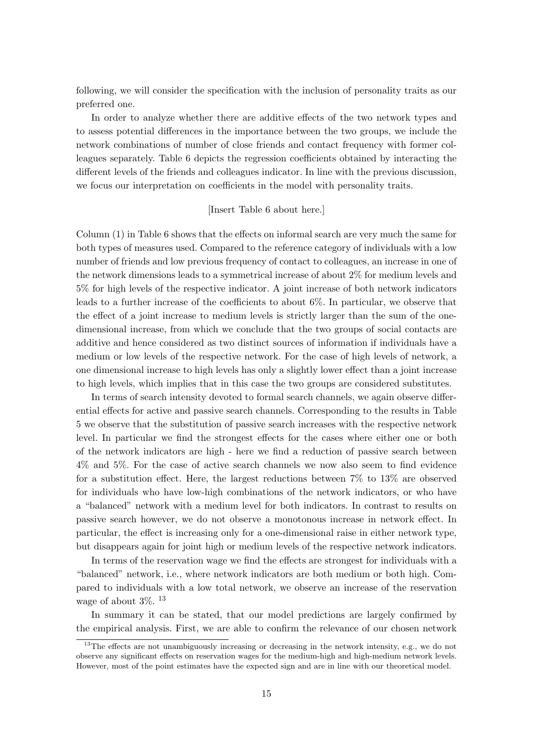following, we will consider the specification with the inclusion of personality traits as our preferred one.

In order to analyze whether there are additive effects of the two network types and to assess potential differences in the importance between the two groups, we include the network combinations of number of close friends and contact frequency with former colleagues separately. Table 6 depicts the regression coefficients obtained by interacting the different levels of the friends and colleagues indicator. In line with the previous discussion, we focus our interpretation on coefficients in the model with personality traits.

[Insert Table 6 about here.]

Column (1) in Table 6 shows that the effects on informal search are very much the same for both types of measures used. Compared to the reference category of individuals with a low number of friends and low previous frequency of contact to colleagues, an increase in one of the network dimensions leads to a symmetrical increase of about 2% for medium levels and 5% for high levels of the respective indicator. A joint increase of both network indicators leads to a further increase of the coefficients to about 6%. In particular, we observe that the effect of a joint increase to medium levels is strictly larger than the sum of the one-dimensional increase, from which we conclude that the two groups of social contacts are additive and hence considered as two distinct sources of information if individuals have a medium or low levels of the respective network. For the case of high levels of network, a one dimensional increase to high levels has only a slightly lower effect than a joint increase to high levels, which implies that in this case the two groups are considered substitutes.

In terms of search intensity devoted to formal search channels, we again observe differential effects for active and passive search channels. Corresponding to the results in Table 5 we observe that the substitution of passive search increases with the respective network level. In particular we find the strongest effects for the cases where either one or both of the network indicators are high - here we find a reduction of passive search between 4% and 5%. For the case of active search channels we now also seem to find evidence for a substitution effect. Here, the largest reductions between 7% to 13% are observed for individuals who have low-high combinations of the network indicators, or who have a "balanced" network with a medium level for both indicators. In contrast to results on passive search however, we do not observe a monotonous increase in network effect. In particular, the effect is increasing only for a one-dimensional raise in either network type, but disappears again for joint high or medium levels of the respective network indicators.

In terms of the reservation wage we find the effects are strongest for individuals with a "balanced" network, i.e., where network indicators are both medium or both high. Compared to individuals with a low total network, we observe an increase of the reservation wage of about 3%. [13]

In summary it can be stated, that our model predictions are largely confirmed by the empirical analysis. First, we are able to confirm the relevance of our chosen network

[13] The effects are not unambiguously increasing or decreasing in the network intensity, e.g., we do not observe any significant effects on reservation wages for the medium-high and high-medium network levels. However, most of the point estimates have the expected sign and are in line with our theoretical model.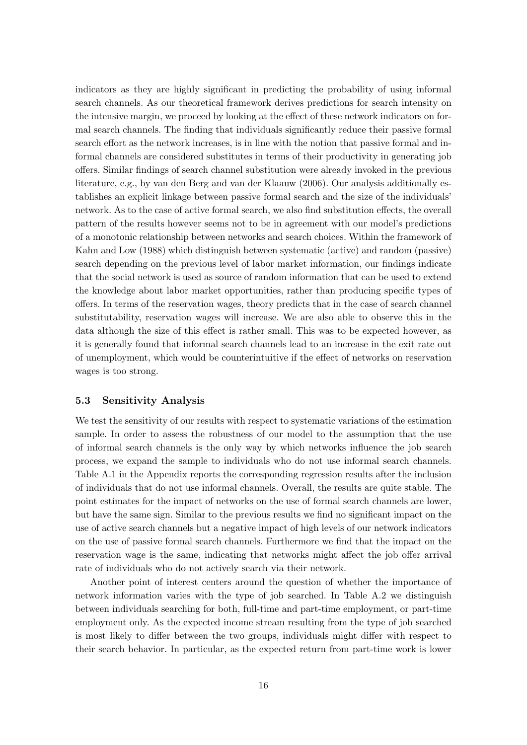indicators as they are highly significant in predicting the probability of using informal search channels. As our theoretical framework derives predictions for search intensity on the intensive margin, we proceed by looking at the effect of these network indicators on formal search channels. The finding that individuals significantly reduce their passive formal search effort as the network increases, is in line with the notion that passive formal and informal channels are considered substitutes in terms of their productivity in generating job offers. Similar findings of search channel substitution were already invoked in the previous literature, e.g., by van den Berg and van der Klaauw (2006). Our analysis additionally establishes an explicit linkage between passive formal search and the size of the individuals' network. As to the case of active formal search, we also find substitution effects, the overall pattern of the results however seems not to be in agreement with our model's predictions of a monotonic relationship between networks and search choices. Within the framework of Kahn and Low (1988) which distinguish between systematic (active) and random (passive) search depending on the previous level of labor market information, our findings indicate that the social network is used as source of random information that can be used to extend the knowledge about labor market opportunities, rather than producing specific types of offers. In terms of the reservation wages, theory predicts that in the case of search channel substitutability, reservation wages will increase. We are also able to observe this in the data although the size of this effect is rather small. This was to be expected however, as it is generally found that informal search channels lead to an increase in the exit rate out of unemployment, which would be counterintuitive if the effect of networks on reservation wages is too strong.

### 5.3 Sensitivity Analysis

We test the sensitivity of our results with respect to systematic variations of the estimation sample. In order to assess the robustness of our model to the assumption that the use of informal search channels is the only way by which networks influence the job search process, we expand the sample to individuals who do not use informal search channels. Table A.1 in the Appendix reports the corresponding regression results after the inclusion of individuals that do not use informal channels. Overall, the results are quite stable. The point estimates for the impact of networks on the use of formal search channels are lower, but have the same sign. Similar to the previous results we find no significant impact on the use of active search channels but a negative impact of high levels of our network indicators on the use of passive formal search channels. Furthermore we find that the impact on the reservation wage is the same, indicating that networks might affect the job offer arrival rate of individuals who do not actively search via their network.

Another point of interest centers around the question of whether the importance of network information varies with the type of job searched. In Table A.2 we distinguish between individuals searching for both, full-time and part-time employment, or part-time employment only. As the expected income stream resulting from the type of job searched is most likely to differ between the two groups, individuals might differ with respect to their search behavior. In particular, as the expected return from part-time work is lower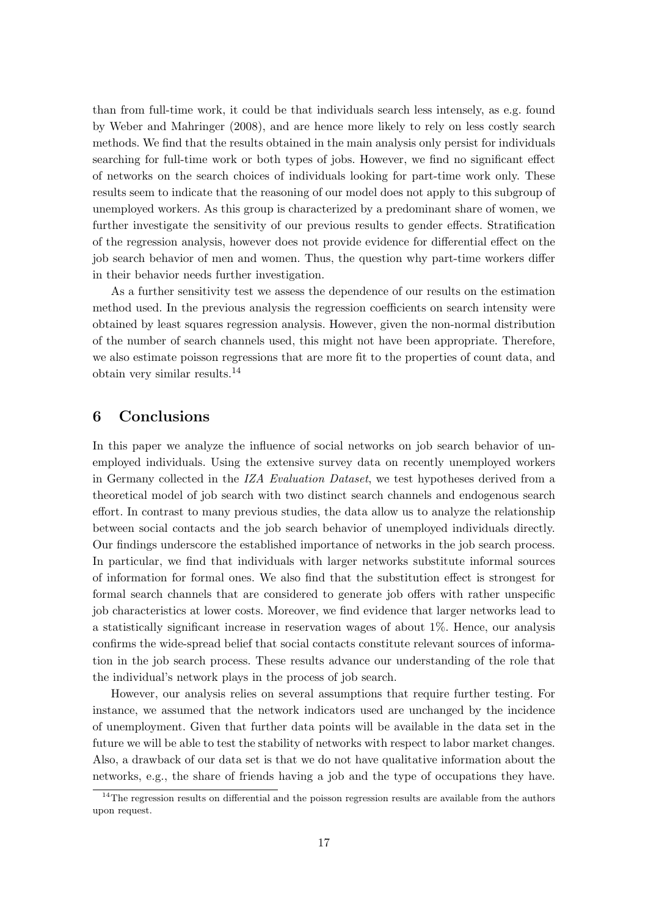than from full-time work, it could be that individuals search less intensely, as e.g. found by Weber and Mahringer (2008), and are hence more likely to rely on less costly search methods. We find that the results obtained in the main analysis only persist for individuals searching for full-time work or both types of jobs. However, we find no significant effect of networks on the search choices of individuals looking for part-time work only. These results seem to indicate that the reasoning of our model does not apply to this subgroup of unemployed workers. As this group is characterized by a predominant share of women, we further investigate the sensitivity of our previous results to gender effects. Stratification of the regression analysis, however does not provide evidence for differential effect on the job search behavior of men and women. Thus, the question why part-time workers differ in their behavior needs further investigation.

As a further sensitivity test we assess the dependence of our results on the estimation method used. In the previous analysis the regression coefficients on search intensity were obtained by least squares regression analysis. However, given the non-normal distribution of the number of search channels used, this might not have been appropriate. Therefore, we also estimate poisson regressions that are more fit to the properties of count data, and obtain very similar results.[14]

# 6 Conclusions

In this paper we analyze the influence of social networks on job search behavior of unemployed individuals. Using the extensive survey data on recently unemployed workers in Germany collected in the *IZA Evaluation Dataset*, we test hypotheses derived from a theoretical model of job search with two distinct search channels and endogenous search effort. In contrast to many previous studies, the data allow us to analyze the relationship between social contacts and the job search behavior of unemployed individuals directly. Our findings underscore the established importance of networks in the job search process. In particular, we find that individuals with larger networks substitute informal sources of information for formal ones. We also find that the substitution effect is strongest for formal search channels that are considered to generate job offers with rather unspecific job characteristics at lower costs. Moreover, we find evidence that larger networks lead to a statistically significant increase in reservation wages of about 1%. Hence, our analysis confirms the wide-spread belief that social contacts constitute relevant sources of information in the job search process. These results advance our understanding of the role that the individual's network plays in the process of job search.

However, our analysis relies on several assumptions that require further testing. For instance, we assumed that the network indicators used are unchanged by the incidence of unemployment. Given that further data points will be available in the data set in the future we will be able to test the stability of networks with respect to labor market changes. Also, a drawback of our data set is that we do not have qualitative information about the networks, e.g., the share of friends having a job and the type of occupations they have.

[14] The regression results on differential and the poisson regression results are available from the authors upon request.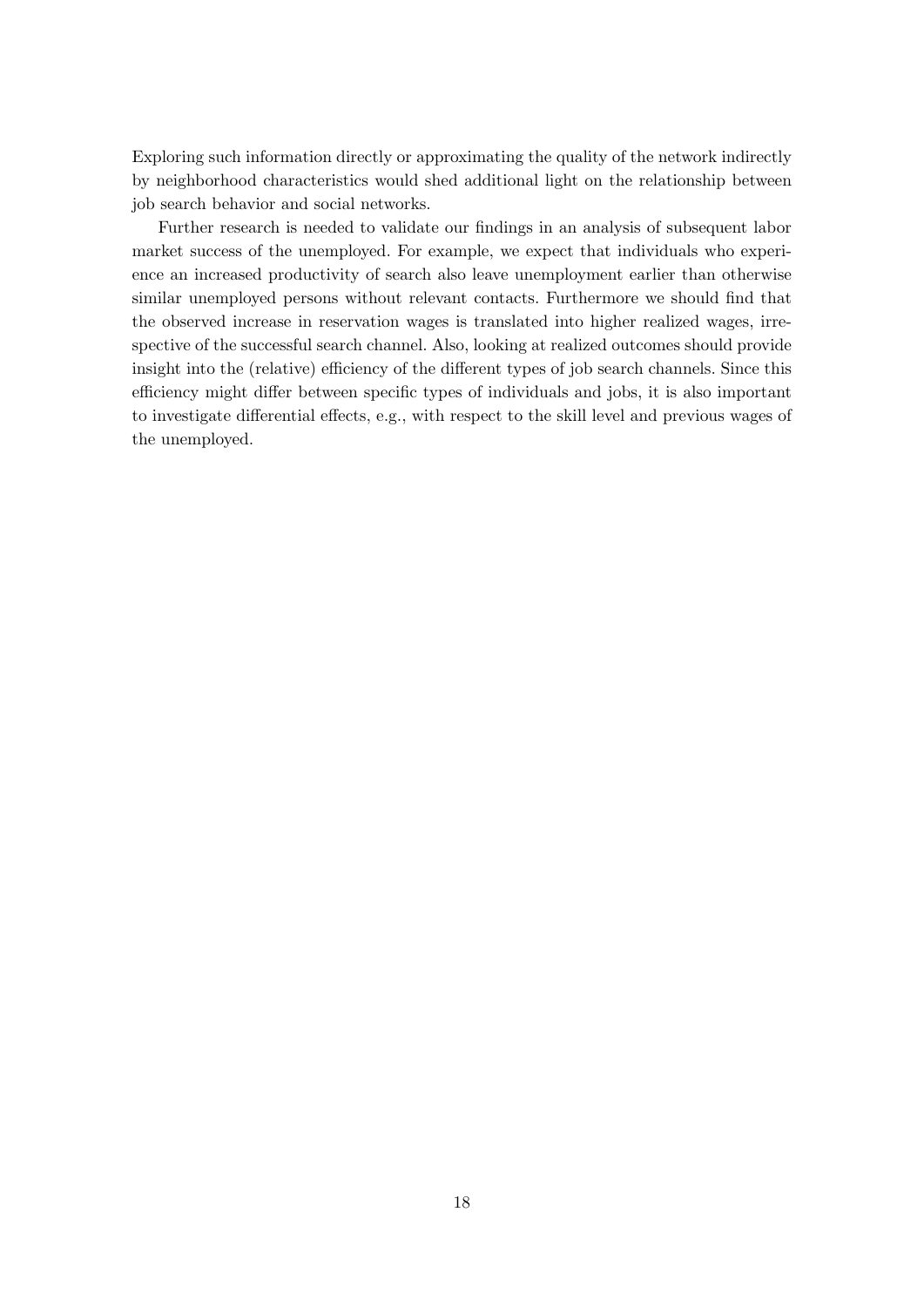Exploring such information directly or approximating the quality of the network indirectly by neighborhood characteristics would shed additional light on the relationship between job search behavior and social networks.

Further research is needed to validate our findings in an analysis of subsequent labor market success of the unemployed. For example, we expect that individuals who experience an increased productivity of search also leave unemployment earlier than otherwise similar unemployed persons without relevant contacts. Furthermore we should find that the observed increase in reservation wages is translated into higher realized wages, irrespective of the successful search channel. Also, looking at realized outcomes should provide insight into the (relative) efficiency of the different types of job search channels. Since this efficiency might differ between specific types of individuals and jobs, it is also important to investigate differential effects, e.g., with respect to the skill level and previous wages of the unemployed.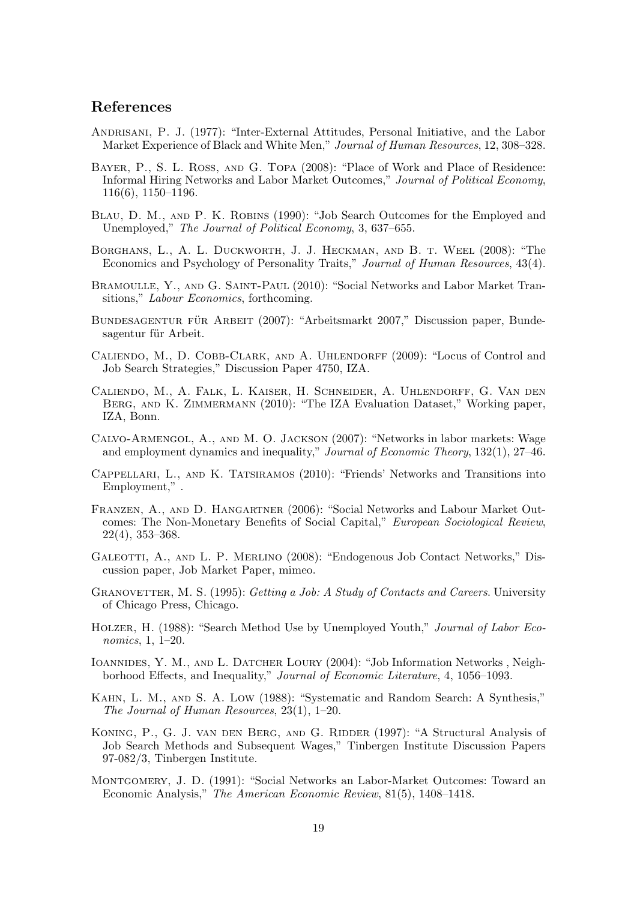## References

Andrisani, P. J. (1977): "Inter-External Attitudes, Personal Initiative, and the Labor Market Experience of Black and White Men," *Journal of Human Resources*, 12, 308–328.

Bayer, P., S. L. Ross, and G. Topa (2008): "Place of Work and Place of Residence: Informal Hiring Networks and Labor Market Outcomes," *Journal of Political Economy*, 116(6), 1150–1196.

Blau, D. M., and P. K. Robins (1990): "Job Search Outcomes for the Employed and Unemployed," *The Journal of Political Economy*, 3, 637–655.

Borghans, L., A. L. Duckworth, J. J. Heckman, and B. t. Weel (2008): "The Economics and Psychology of Personality Traits," *Journal of Human Resources*, 43(4).

Bramoulle, Y., and G. Saint-Paul (2010): "Social Networks and Labor Market Transitions," *Labour Economics*, forthcoming.

Bundesagentur für Arbeit (2007): "Arbeitsmarkt 2007," Discussion paper, Bundesagentur für Arbeit.

Caliendo, M., D. Cobb-Clark, and A. Uhlendorff (2009): "Locus of Control and Job Search Strategies," Discussion Paper 4750, IZA.

Caliendo, M., A. Falk, L. Kaiser, H. Schneider, A. Uhlendorff, G. Van den Berg, and K. Zimmermann (2010): "The IZA Evaluation Dataset," Working paper, IZA, Bonn.

Calvo-Armengol, A., and M. O. Jackson (2007): "Networks in labor markets: Wage and employment dynamics and inequality," *Journal of Economic Theory*, 132(1), 27–46.

Cappellari, L., and K. Tatsiramos (2010): "Friends' Networks and Transitions into Employment," .

Franzen, A., and D. Hangartner (2006): "Social Networks and Labour Market Outcomes: The Non-Monetary Benefits of Social Capital," *European Sociological Review*, 22(4), 353–368.

Galeotti, A., and L. P. Merlino (2008): "Endogenous Job Contact Networks," Discussion paper, Job Market Paper, mimeo.

Granovetter, M. S. (1995): *Getting a Job: A Study of Contacts and Careers*. University of Chicago Press, Chicago.

Holzer, H. (1988): "Search Method Use by Unemployed Youth," *Journal of Labor Economics*, 1, 1–20.

Ioannides, Y. M., and L. Datcher Loury (2004): "Job Information Networks , Neighborhood Effects, and Inequality," *Journal of Economic Literature*, 4, 1056–1093.

Kahn, L. M., and S. A. Low (1988): "Systematic and Random Search: A Synthesis," *The Journal of Human Resources*, 23(1), 1–20.

Koning, P., G. J. van den Berg, and G. Ridder (1997): "A Structural Analysis of Job Search Methods and Subsequent Wages," Tinbergen Institute Discussion Papers 97-082/3, Tinbergen Institute.

Montgomery, J. D. (1991): "Social Networks an Labor-Market Outcomes: Toward an Economic Analysis," *The American Economic Review*, 81(5), 1408–1418.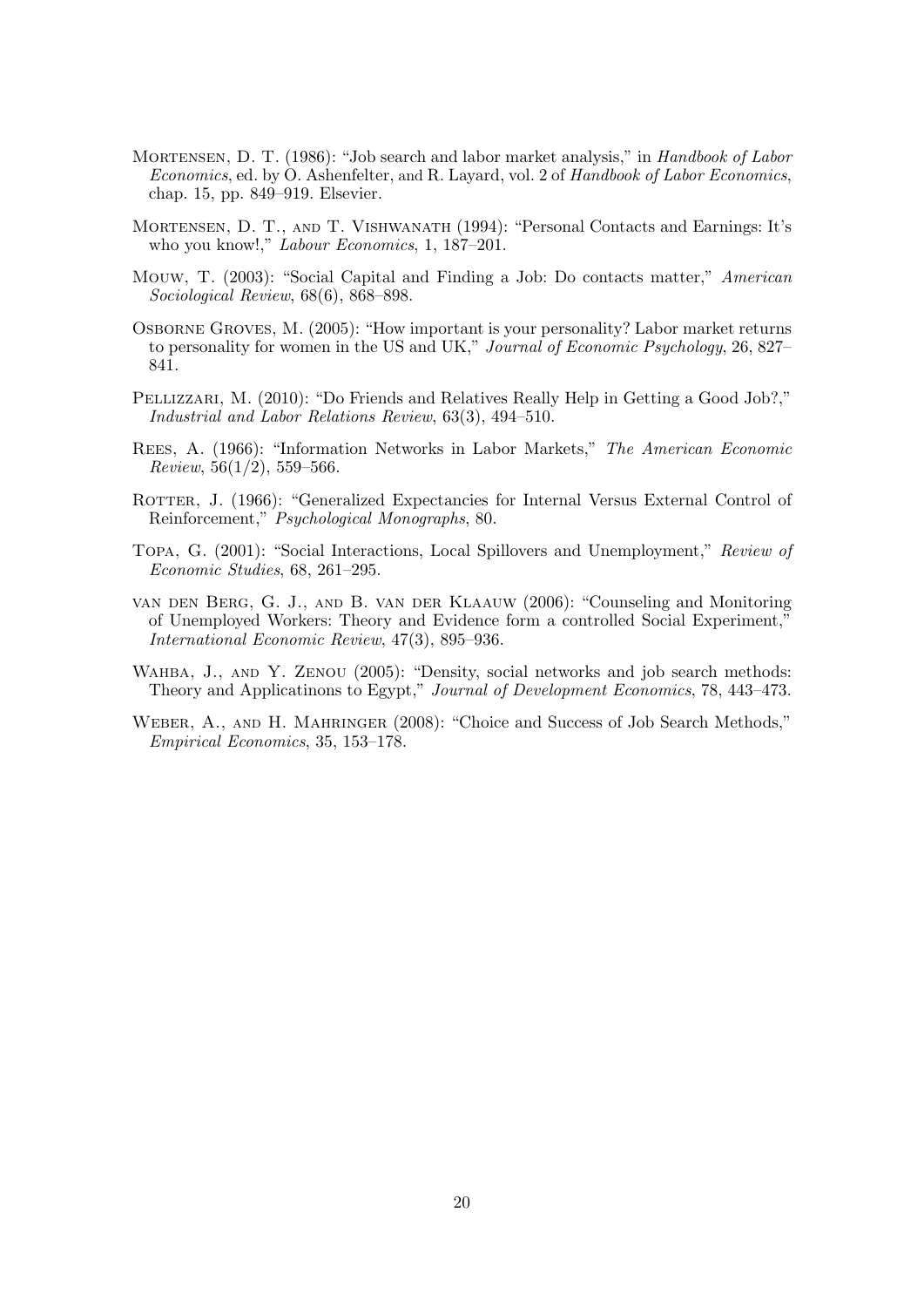Mortensen, D. T. (1986): "Job search and labor market analysis," in *Handbook of Labor Economics*, ed. by O. Ashenfelter, and R. Layard, vol. 2 of *Handbook of Labor Economics*, chap. 15, pp. 849–919. Elsevier.

Mortensen, D. T., and T. Vishwanath (1994): "Personal Contacts and Earnings: It's who you know!," *Labour Economics*, 1, 187–201.

Mouw, T. (2003): "Social Capital and Finding a Job: Do contacts matter," *American Sociological Review*, 68(6), 868–898.

Osborne Groves, M. (2005): "How important is your personality? Labor market returns to personality for women in the US and UK," *Journal of Economic Psychology*, 26, 827–841.

Pellizzari, M. (2010): "Do Friends and Relatives Really Help in Getting a Good Job?," *Industrial and Labor Relations Review*, 63(3), 494–510.

Rees, A. (1966): "Information Networks in Labor Markets," *The American Economic Review*, 56(1/2), 559–566.

Rotter, J. (1966): "Generalized Expectancies for Internal Versus External Control of Reinforcement," *Psychological Monographs*, 80.

Topa, G. (2001): "Social Interactions, Local Spillovers and Unemployment," *Review of Economic Studies*, 68, 261–295.

van den Berg, G. J., and B. van der Klaauw (2006): "Counseling and Monitoring of Unemployed Workers: Theory and Evidence form a controlled Social Experiment," *International Economic Review*, 47(3), 895–936.

Wahba, J., and Y. Zenou (2005): "Density, social networks and job search methods: Theory and Applicatinons to Egypt," *Journal of Development Economics*, 78, 443–473.

Weber, A., and H. Mahringer (2008): "Choice and Success of Job Search Methods," *Empirical Economics*, 35, 153–178.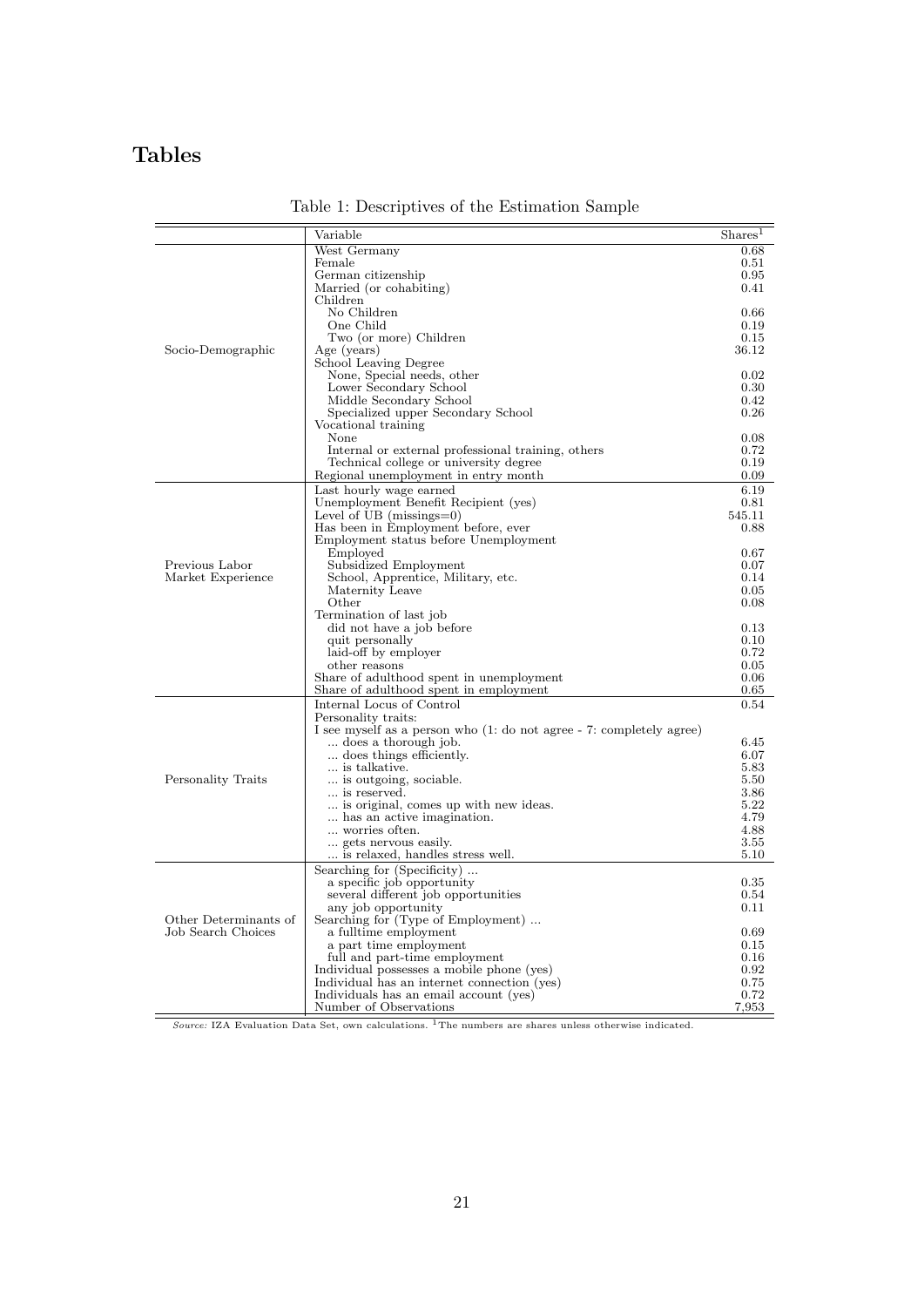# Tables

Table 1: Descriptives of the Estimation Sample

| | Variable | Shares[1] |
|---|---|---|
| Socio-Demographic | West Germany | 0.68 |
| | Female | 0.51 |
| | German citizenship | 0.95 |
| | Married (or cohabiting) | 0.41 |
| | Children | |
| | No Children | 0.66 |
| | One Child | 0.19 |
| | Two (or more) Children | 0.15 |
| | Age (years) | 36.12 |
| | School Leaving Degree | |
| | None, Special needs, other | 0.02 |
| | Lower Secondary School | 0.30 |
| | Middle Secondary School | 0.42 |
| | Specialized upper Secondary School | 0.26 |
| | Vocational training | |
| | None | 0.08 |
| | Internal or external professional training, others | 0.72 |
| | Technical college or university degree | 0.19 |
| | Regional unemployment in entry month | 0.09 |
| Previous Labor Market Experience | Last hourly wage earned | 6.19 |
| | Unemployment Benefit Recipient (yes) | 0.81 |
| | Level of UB (missings=0) | 545.11 |
| | Has been in Employment before, ever | 0.88 |
| | Employment status before Unemployment | |
| | Employed | 0.67 |
| | Subsidized Employment | 0.07 |
| | School, Apprentice, Military, etc. | 0.14 |
| | Maternity Leave | 0.05 |
| | Other | 0.08 |
| | Termination of last job | |
| | did not have a job before | 0.13 |
| | quit personally | 0.10 |
| | laid-off by employer | 0.72 |
| | other reasons | 0.05 |
| | Share of adulthood spent in unemployment | 0.06 |
| | Share of adulthood spent in employment | 0.65 |
| Personality Traits | Internal Locus of Control | 0.54 |
| | Personality traits: | |
| | I see myself as a person who (1: do not agree - 7: completely agree) | |
| | ... does a thorough job. | 6.45 |
| | ... does things efficiently. | 6.07 |
| | ... is talkative. | 5.83 |
| | ... is outgoing, sociable. | 5.50 |
| | ... is reserved. | 3.86 |
| | ... is original, comes up with new ideas. | 5.22 |
| | ... has an active imagination. | 4.79 |
| | ... worries often. | 4.88 |
| | ... gets nervous easily. | 3.55 |
| | ... is relaxed, handles stress well. | 5.10 |
| Other Determinants of Job Search Choices | Searching for (Specificity) ... | |
| | a specific job opportunity | 0.35 |
| | several different job opportunities | 0.54 |
| | any job opportunity | 0.11 |
| | Searching for (Type of Employment) ... | |
| | a fulltime employment | 0.69 |
| | a part time employment | 0.15 |
| | full and part-time employment | 0.16 |
| | Individual possesses a mobile phone (yes) | 0.92 |
| | Individual has an internet connection (yes) | 0.75 |
| | Individuals has an email account (yes) | 0.72 |
| | Number of Observations | 7,953 |

*Source:* IZA Evaluation Data Set, own calculations. [1] The numbers are shares unless otherwise indicated.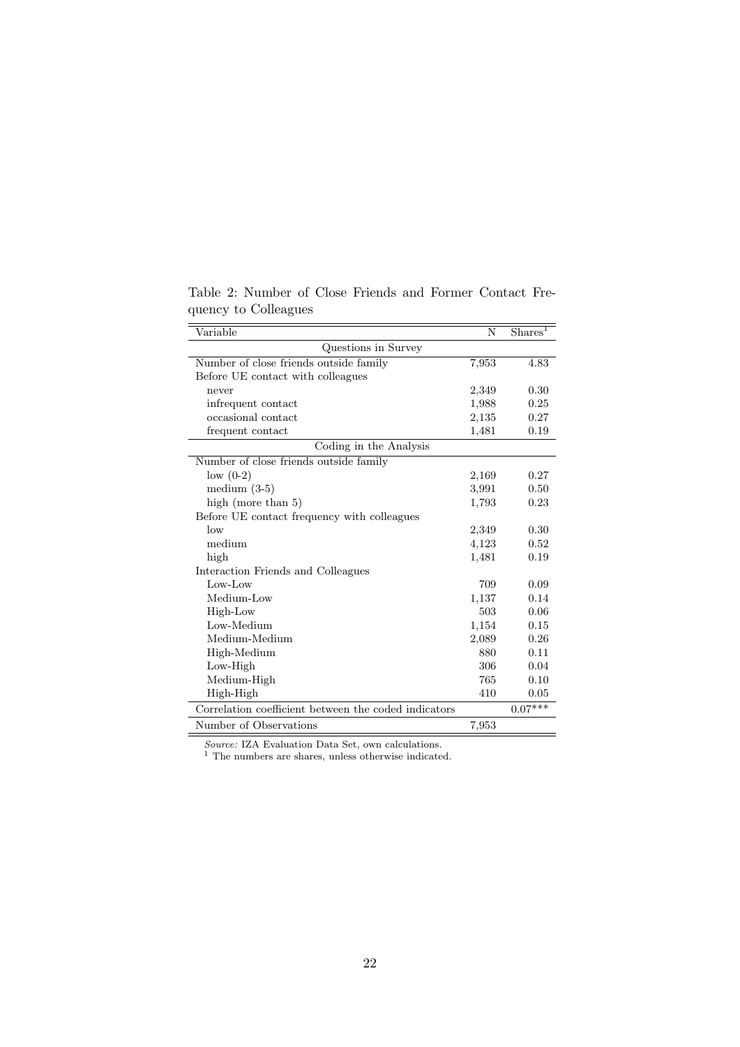Table 2: Number of Close Friends and Former Contact Frequency to Colleagues

| Variable | N | Shares[1] |
|---|---|---|
| Questions in Survey | | |
| Number of close friends outside family | 7,953 | 4.83 |
| Before UE contact with colleagues | | |
| never | 2,349 | 0.30 |
| infrequent contact | 1,988 | 0.25 |
| occasional contact | 2,135 | 0.27 |
| frequent contact | 1,481 | 0.19 |
| Coding in the Analysis | | |
| Number of close friends outside family | | |
| low (0-2) | 2,169 | 0.27 |
| medium (3-5) | 3,991 | 0.50 |
| high (more than 5) | 1,793 | 0.23 |
| Before UE contact frequency with colleagues | | |
| low | 2,349 | 0.30 |
| medium | 4,123 | 0.52 |
| high | 1,481 | 0.19 |
| Interaction Friends and Colleagues | | |
| Low-Low | 709 | 0.09 |
| Medium-Low | 1,137 | 0.14 |
| High-Low | 503 | 0.06 |
| Low-Medium | 1,154 | 0.15 |
| Medium-Medium | 2,089 | 0.26 |
| High-Medium | 880 | 0.11 |
| Low-High | 306 | 0.04 |
| Medium-High | 765 | 0.10 |
| High-High | 410 | 0.05 |
| Correlation coefficient between the coded indicators | | 0.07*** |
| Number of Observations | 7,953 | |

*Source:* IZA Evaluation Data Set, own calculations.
[1] The numbers are shares, unless otherwise indicated.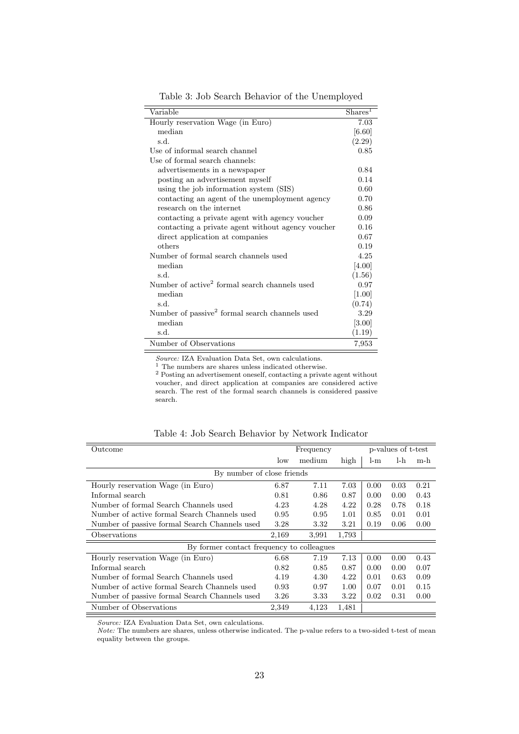Table 3: Job Search Behavior of the Unemployed

| Variable | Shares[1] |
|---|---|
| Hourly reservation Wage (in Euro) | 7.03 |
| median | [6.60] |
| s.d. | (2.29) |
| Use of informal search channel | 0.85 |
| Use of formal search channels: | |
| advertisements in a newspaper | 0.84 |
| posting an advertisement myself | 0.14 |
| using the job information system (SIS) | 0.60 |
| contacting an agent of the unemployment agency | 0.70 |
| research on the internet | 0.86 |
| contacting a private agent with agency voucher | 0.09 |
| contacting a private agent without agency voucher | 0.16 |
| direct application at companies | 0.67 |
| others | 0.19 |
| Number of formal search channels used | 4.25 |
| median | [4.00] |
| s.d. | (1.56) |
| Number of active[2] formal search channels used | 0.97 |
| median | [1.00] |
| s.d. | (0.74) |
| Number of passive[2] formal search channels used | 3.29 |
| median | [3.00] |
| s.d. | (1.19) |
| Number of Observations | 7,953 |

*Source:* IZA Evaluation Data Set, own calculations.
[1] The numbers are shares unless indicated otherwise.
[2] Posting an advertisement oneself, contacting a private agent without voucher, and direct application at companies are considered active search. The rest of the formal search channels is considered passive search.

Table 4: Job Search Behavior by Network Indicator

| Outcome | Frequency | | | p-values of t-test | | |
|---|---|---|---|---|---|---|
| | low | medium | high | l-m | l-h | m-h |
| By number of close friends | | | | | | |
| Hourly reservation Wage (in Euro) | 6.87 | 7.11 | 7.03 | 0.00 | 0.03 | 0.21 |
| Informal search | 0.81 | 0.86 | 0.87 | 0.00 | 0.00 | 0.43 |
| Number of formal Search Channels used | 4.23 | 4.28 | 4.22 | 0.28 | 0.78 | 0.18 |
| Number of active formal Search Channels used | 0.95 | 0.95 | 1.01 | 0.85 | 0.01 | 0.01 |
| Number of passive formal Search Channels used | 3.28 | 3.32 | 3.21 | 0.19 | 0.06 | 0.00 |
| Observations | 2,169 | 3,991 | 1,793 | | | |
| By former contact frequency to colleagues | | | | | | |
| Hourly reservation Wage (in Euro) | 6.68 | 7.19 | 7.13 | 0.00 | 0.00 | 0.43 |
| Informal search | 0.82 | 0.85 | 0.87 | 0.00 | 0.00 | 0.07 |
| Number of formal Search Channels used | 4.19 | 4.30 | 4.22 | 0.01 | 0.63 | 0.09 |
| Number of active formal Search Channels used | 0.93 | 0.97 | 1.00 | 0.07 | 0.01 | 0.15 |
| Number of passive formal Search Channels used | 3.26 | 3.33 | 3.22 | 0.02 | 0.31 | 0.00 |
| Number of Observations | 2,349 | 4,123 | 1,481 | | | |

*Source:* IZA Evaluation Data Set, own calculations.
*Note:* The numbers are shares, unless otherwise indicated. The p-value refers to a two-sided t-test of mean equality between the groups.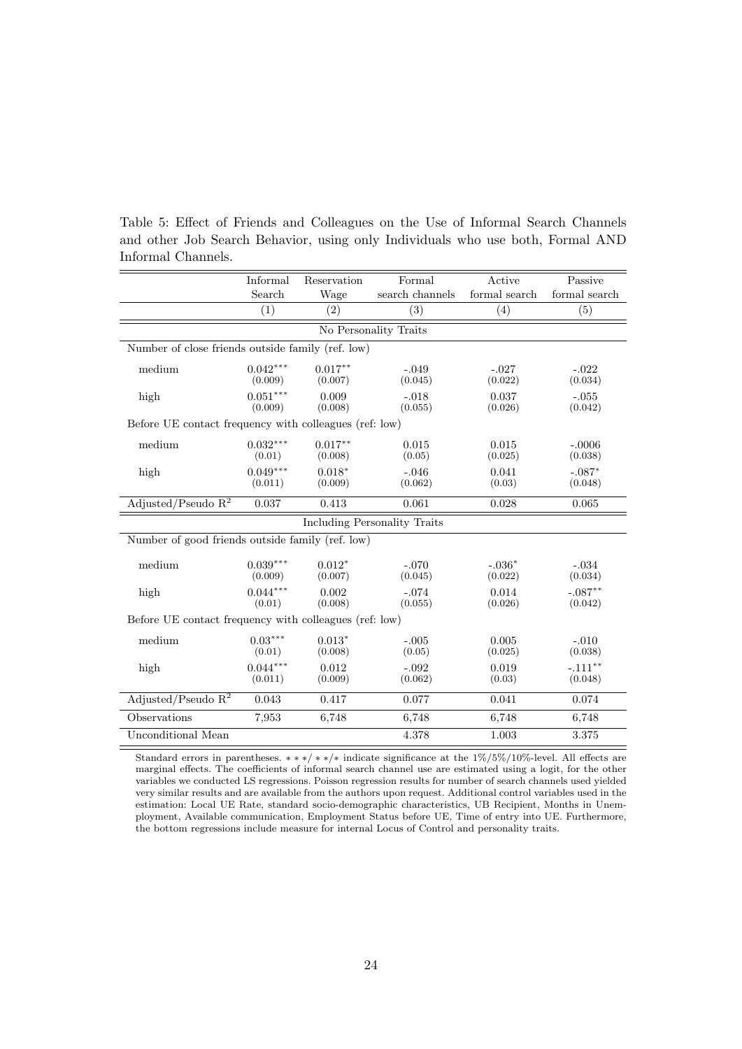Table 5: Effect of Friends and Colleagues on the Use of Informal Search Channels and other Job Search Behavior, using only Individuals who use both, Formal AND Informal Channels.

| | Informal Search | Reservation Wage | Formal search channels | Active formal search | Passive formal search |
|---|---|---|---|---|---|
| | (1) | (2) | (3) | (4) | (5) |
| **No Personality Traits** | | | | | |
| Number of close friends outside family (ref. low) | | | | | |
| medium | $0.042^{***}$ | $0.017^{**}$ | -.049 | -.027 | -.022 |
| | (0.009) | (0.007) | (0.045) | (0.022) | (0.034) |
| high | $0.051^{***}$ | 0.009 | -.018 | 0.037 | -.055 |
| | (0.009) | (0.008) | (0.055) | (0.026) | (0.042) |
| Before UE contact frequency with colleagues (ref: low) | | | | | |
| medium | $0.032^{***}$ | $0.017^{**}$ | 0.015 | 0.015 | -.0006 |
| | (0.01) | (0.008) | (0.05) | (0.025) | (0.038) |
| high | $0.049^{***}$ | $0.018^{*}$ | -.046 | 0.041 | $-.087^{*}$ |
| | (0.011) | (0.009) | (0.062) | (0.03) | (0.048) |
| Adjusted/Pseudo $R^2$ | 0.037 | 0.413 | 0.061 | 0.028 | 0.065 |
| **Including Personality Traits** | | | | | |
| Number of good friends outside family (ref. low) | | | | | |
| medium | $0.039^{***}$ | $0.012^{*}$ | -.070 | $-.036^{*}$ | -.034 |
| | (0.009) | (0.007) | (0.045) | (0.022) | (0.034) |
| high | $0.044^{***}$ | 0.002 | -.074 | 0.014 | $-.087^{**}$ |
| | (0.01) | (0.008) | (0.055) | (0.026) | (0.042) |
| Before UE contact frequency with colleagues (ref: low) | | | | | |
| medium | $0.03^{***}$ | $0.013^{*}$ | -.005 | 0.005 | -.010 |
| | (0.01) | (0.008) | (0.05) | (0.025) | (0.038) |
| high | $0.044^{***}$ | 0.012 | -.092 | 0.019 | $-.111^{**}$ |
| | (0.011) | (0.009) | (0.062) | (0.03) | (0.048) |
| Adjusted/Pseudo $R^2$ | 0.043 | 0.417 | 0.077 | 0.041 | 0.074 |
| Observations | 7,953 | 6,748 | 6,748 | 6,748 | 6,748 |
| Unconditional Mean | | | 4.378 | 1.003 | 3.375 |

Standard errors in parentheses. ∗∗∗/∗∗/∗ indicate significance at the 1%/5%/10%-level. All effects are marginal effects. The coefficients of informal search channel use are estimated using a logit, for the other variables we conducted LS regressions. Poisson regression results for number of search channels used yielded very similar results and are available from the authors upon request. Additional control variables used in the estimation: Local UE Rate, standard socio-demographic characteristics, UB Recipient, Months in Unemployment, Available communication, Employment Status before UE, Time of entry into UE. Furthermore, the bottom regressions include measure for internal Locus of Control and personality traits.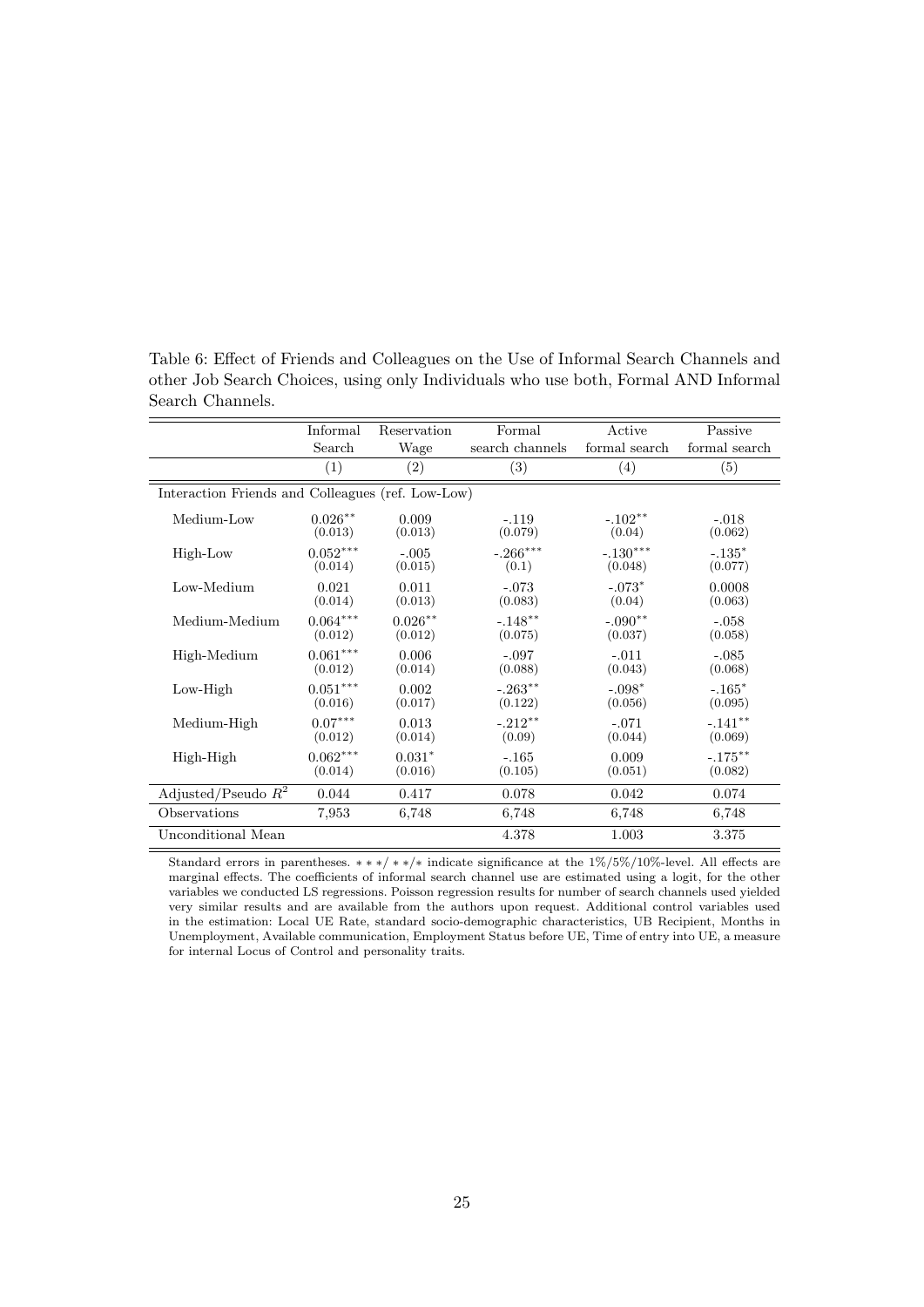Table 6: Effect of Friends and Colleagues on the Use of Informal Search Channels and other Job Search Choices, using only Individuals who use both, Formal AND Informal Search Channels.

| | Informal Search | Reservation Wage | Formal search channels | Active formal search | Passive formal search |
|---|---|---|---|---|---|
| | (1) | (2) | (3) | (4) | (5) |
| Interaction Friends and Colleagues (ref. Low-Low) | | | | | |
| Medium-Low | $0.026^{**}$ | 0.009 | -.119 | $-.102^{**}$ | -.018 |
| | (0.013) | (0.013) | (0.079) | (0.04) | (0.062) |
| High-Low | $0.052^{***}$ | -.005 | $-.266^{***}$ | $-.130^{***}$ | $-.135^{*}$ |
| | (0.014) | (0.015) | (0.1) | (0.048) | (0.077) |
| Low-Medium | 0.021 | 0.011 | -.073 | $-.073^{*}$ | 0.0008 |
| | (0.014) | (0.013) | (0.083) | (0.04) | (0.063) |
| Medium-Medium | $0.064^{***}$ | $0.026^{**}$ | $-.148^{**}$ | $-.090^{**}$ | -.058 |
| | (0.012) | (0.012) | (0.075) | (0.037) | (0.058) |
| High-Medium | $0.061^{***}$ | 0.006 | -.097 | -.011 | -.085 |
| | (0.012) | (0.014) | (0.088) | (0.043) | (0.068) |
| Low-High | $0.051^{***}$ | 0.002 | $-.263^{**}$ | $-.098^{*}$ | $-.165^{*}$ |
| | (0.016) | (0.017) | (0.122) | (0.056) | (0.095) |
| Medium-High | $0.07^{***}$ | 0.013 | $-.212^{**}$ | -.071 | $-.141^{**}$ |
| | (0.012) | (0.014) | (0.09) | (0.044) | (0.069) |
| High-High | $0.062^{***}$ | $0.031^{*}$ | -.165 | 0.009 | $-.175^{**}$ |
| | (0.014) | (0.016) | (0.105) | (0.051) | (0.082) |
| Adjusted/Pseudo $R^2$ | 0.044 | 0.417 | 0.078 | 0.042 | 0.074 |
| Observations | 7,953 | 6,748 | 6,748 | 6,748 | 6,748 |
| Unconditional Mean | | | 4.378 | 1.003 | 3.375 |

Standard errors in parentheses. $***/**/*$ indicate significance at the 1%/5%/10%-level. All effects are marginal effects. The coefficients of informal search channel use are estimated using a logit, for the other variables we conducted LS regressions. Poisson regression results for number of search channels used yielded very similar results and are available from the authors upon request. Additional control variables used in the estimation: Local UE Rate, standard socio-demographic characteristics, UB Recipient, Months in Unemployment, Available communication, Employment Status before UE, Time of entry into UE, a measure for internal Locus of Control and personality traits.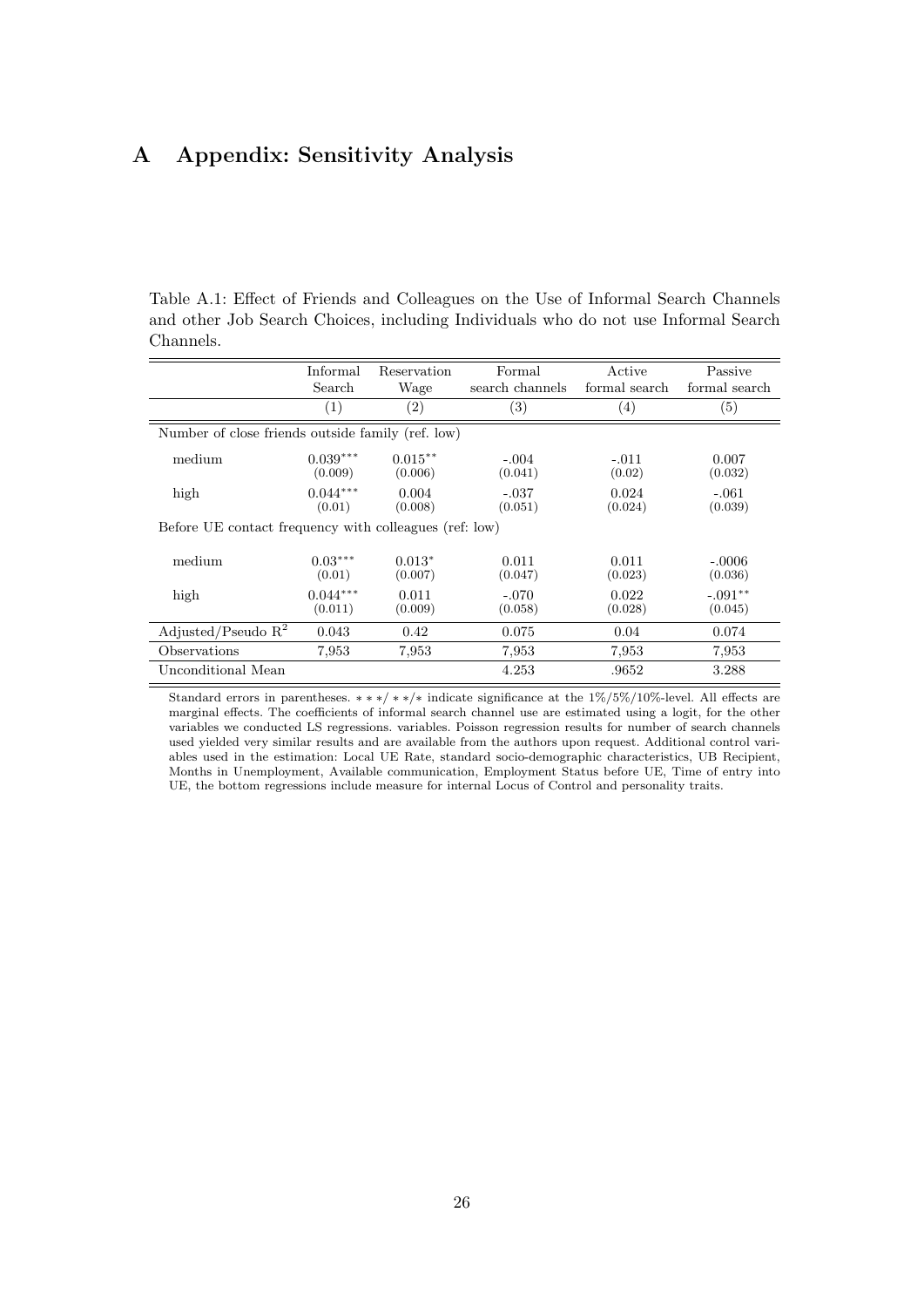# A Appendix: Sensitivity Analysis

Table A.1: Effect of Friends and Colleagues on the Use of Informal Search Channels and other Job Search Choices, including Individuals who do not use Informal Search Channels.

| | Informal Search | Reservation Wage | Formal search channels | Active formal search | Passive formal search |
|---|---|---|---|---|---|
| | (1) | (2) | (3) | (4) | (5) |
| Number of close friends outside family (ref. low) | | | | | |
| medium | $0.039^{***}$ (0.009) | $0.015^{**}$ (0.006) | -.004 (0.041) | -.011 (0.02) | 0.007 (0.032) |
| high | $0.044^{***}$ (0.01) | 0.004 (0.008) | -.037 (0.051) | 0.024 (0.024) | -.061 (0.039) |
| Before UE contact frequency with colleagues (ref: low) | | | | | |
| medium | $0.03^{***}$ (0.01) | $0.013^{*}$ (0.007) | 0.011 (0.047) | 0.011 (0.023) | -.0006 (0.036) |
| high | $0.044^{***}$ (0.011) | 0.011 (0.009) | -.070 (0.058) | 0.022 (0.028) | $-.091^{**}$ (0.045) |
| Adjusted/Pseudo $R^2$ | 0.043 | 0.42 | 0.075 | 0.04 | 0.074 |
| Observations | 7,953 | 7,953 | 7,953 | 7,953 | 7,953 |
| Unconditional Mean | | | 4.253 | .9652 | 3.288 |

Standard errors in parentheses. $***/**/*$ indicate significance at the 1%/5%/10%-level. All effects are marginal effects. The coefficients of informal search channel use are estimated using a logit, for the other variables we conducted LS regressions. variables. Poisson regression results for number of search channels used yielded very similar results and are available from the authors upon request. Additional control variables used in the estimation: Local UE Rate, standard socio-demographic characteristics, UB Recipient, Months in Unemployment, Available communication, Employment Status before UE, Time of entry into UE, the bottom regressions include measure for internal Locus of Control and personality traits.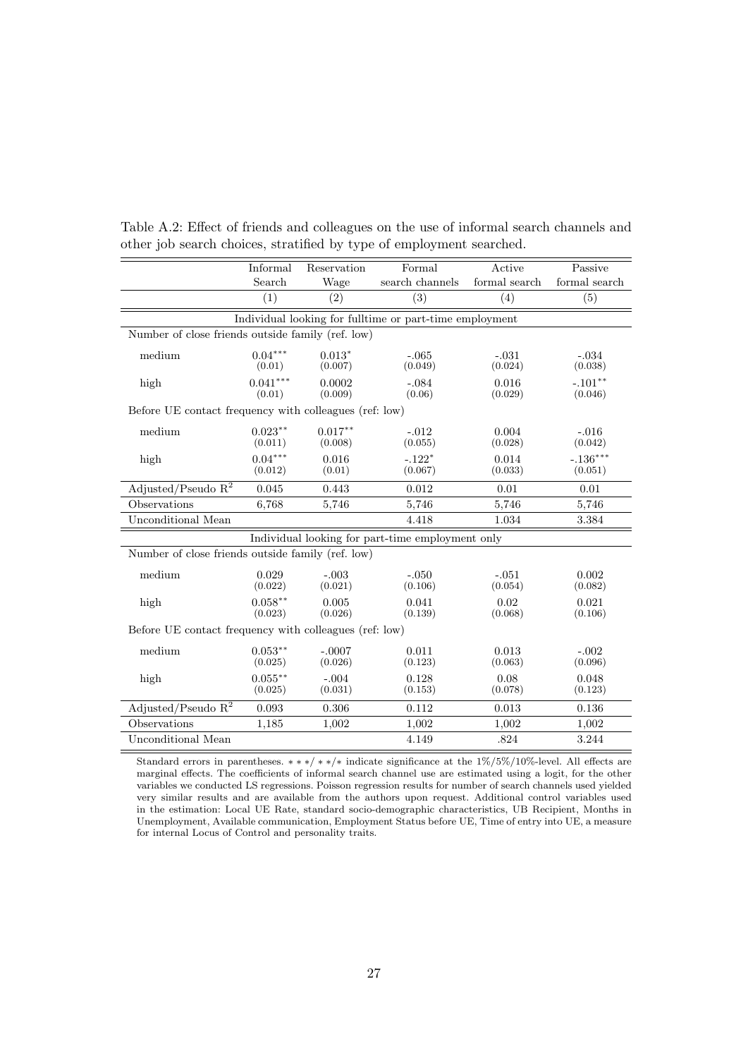Table A.2: Effect of friends and colleagues on the use of informal search channels and other job search choices, stratified by type of employment searched.

| | Informal Search | Reservation Wage | Formal search channels | Active formal search | Passive formal search |
|---|---|---|---|---|---|
| | (1) | (2) | (3) | (4) | (5) |
| **Individual looking for fulltime or part-time employment** | | | | | |
| Number of close friends outside family (ref. low) | | | | | |
| medium | $0.04^{***}$ | $0.013^{*}$ | -.065 | -.031 | -.034 |
| | (0.01) | (0.007) | (0.049) | (0.024) | (0.038) |
| high | $0.041^{***}$ | 0.0002 | -.084 | 0.016 | $-.101^{**}$ |
| | (0.01) | (0.009) | (0.06) | (0.029) | (0.046) |
| Before UE contact frequency with colleagues (ref: low) | | | | | |
| medium | $0.023^{**}$ | $0.017^{**}$ | -.012 | 0.004 | -.016 |
| | (0.011) | (0.008) | (0.055) | (0.028) | (0.042) |
| high | $0.04^{***}$ | 0.016 | $-.122^{*}$ | 0.014 | $-.136^{***}$ |
| | (0.012) | (0.01) | (0.067) | (0.033) | (0.051) |
| Adjusted/Pseudo $R^2$ | 0.045 | 0.443 | 0.012 | 0.01 | 0.01 |
| Observations | 6,768 | 5,746 | 5,746 | 5,746 | 5,746 |
| Unconditional Mean | | | 4.418 | 1.034 | 3.384 |
| **Individual looking for part-time employment only** | | | | | |
| Number of close friends outside family (ref. low) | | | | | |
| medium | 0.029 | -.003 | -.050 | -.051 | 0.002 |
| | (0.022) | (0.021) | (0.106) | (0.054) | (0.082) |
| high | $0.058^{**}$ | 0.005 | 0.041 | 0.02 | 0.021 |
| | (0.023) | (0.026) | (0.139) | (0.068) | (0.106) |
| Before UE contact frequency with colleagues (ref: low) | | | | | |
| medium | $0.053^{**}$ | -.0007 | 0.011 | 0.013 | -.002 |
| | (0.025) | (0.026) | (0.123) | (0.063) | (0.096) |
| high | $0.055^{**}$ | -.004 | 0.128 | 0.08 | 0.048 |
| | (0.025) | (0.031) | (0.153) | (0.078) | (0.123) |
| Adjusted/Pseudo $R^2$ | 0.093 | 0.306 | 0.112 | 0.013 | 0.136 |
| Observations | 1,185 | 1,002 | 1,002 | 1,002 | 1,002 |
| Unconditional Mean | | | 4.149 | .824 | 3.244 |

Standard errors in parentheses. $***/**/*$ indicate significance at the 1%/5%/10%-level. All effects are marginal effects. The coefficients of informal search channel use are estimated using a logit, for the other variables we conducted LS regressions. Poisson regression results for number of search channels used yielded very similar results and are available from the authors upon request. Additional control variables used in the estimation: Local UE Rate, standard socio-demographic characteristics, UB Recipient, Months in Unemployment, Available communication, Employment Status before UE, Time of entry into UE, a measure for internal Locus of Control and personality traits.